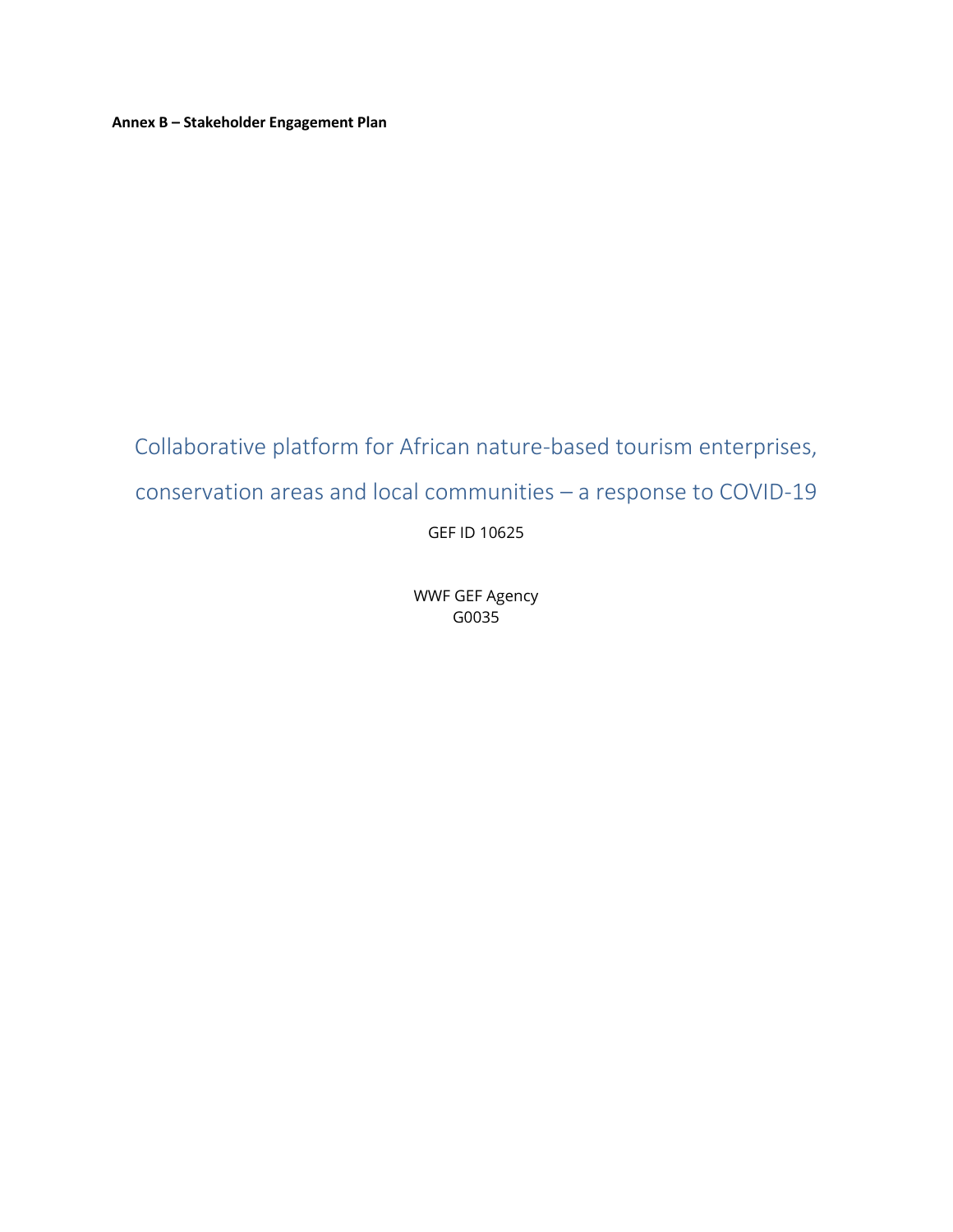**Annex B – Stakeholder Engagement Plan**

# Collaborative platform for African nature-based tourism enterprises, conservation areas and local communities – a response to COVID-19

GEF ID 10625

WWF GEF Agency
G0035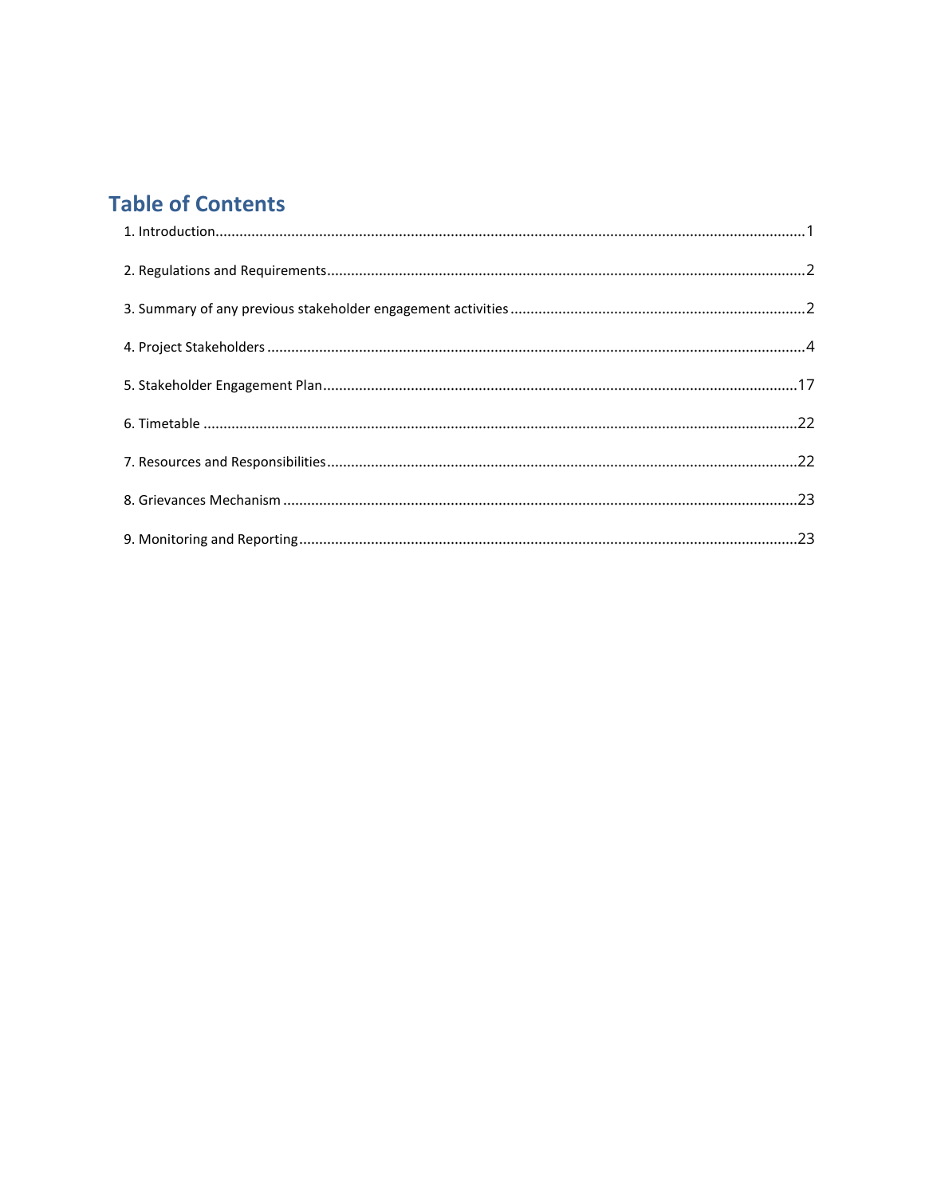# Table of Contents

1. Introduction.....1
2. Regulations and Requirements.....2
3. Summary of any previous stakeholder engagement activities.....2
4. Project Stakeholders.....4
5. Stakeholder Engagement Plan.....17
6. Timetable.....22
7. Resources and Responsibilities.....22
8. Grievances Mechanism.....23
9. Monitoring and Reporting.....23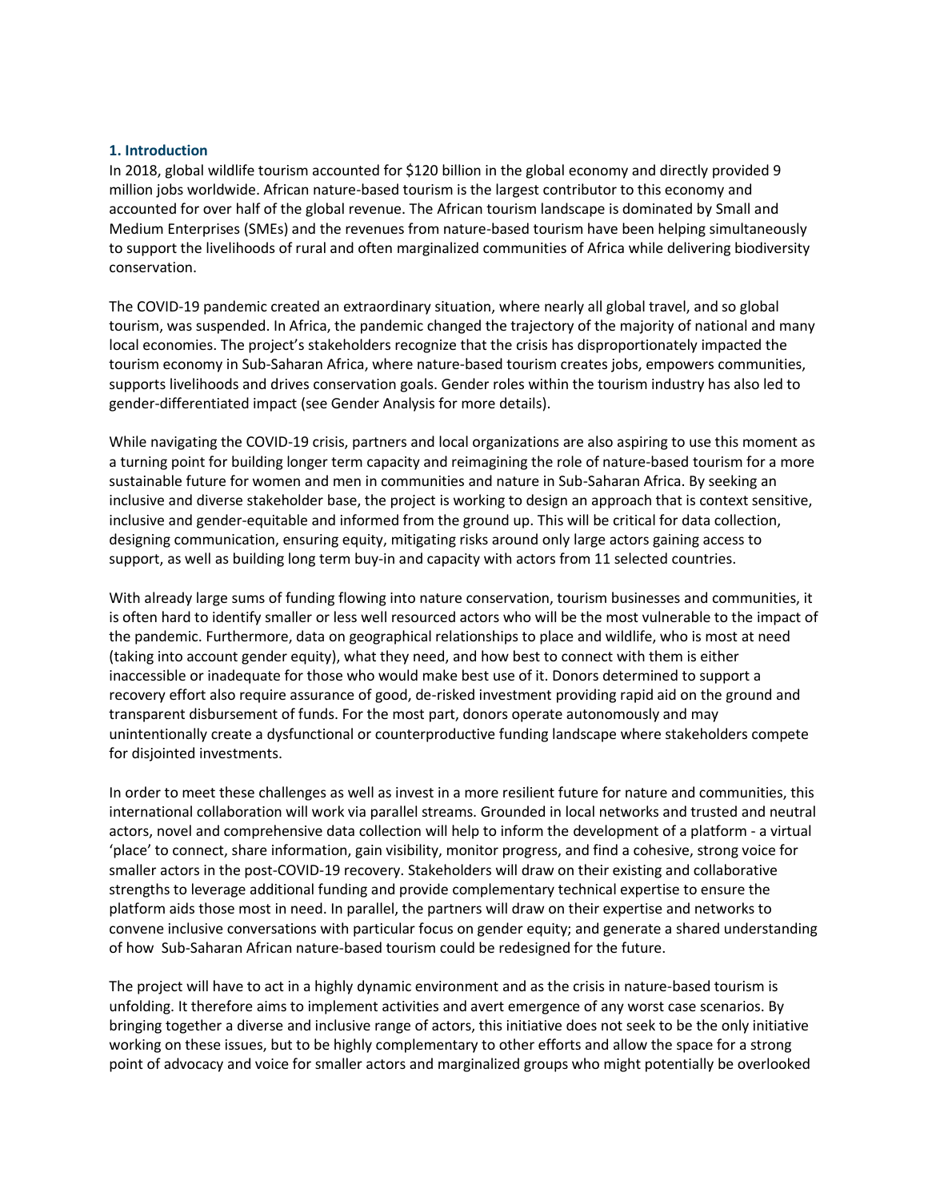## 1. Introduction

In 2018, global wildlife tourism accounted for $120 billion in the global economy and directly provided 9 million jobs worldwide. African nature-based tourism is the largest contributor to this economy and accounted for over half of the global revenue. The African tourism landscape is dominated by Small and Medium Enterprises (SMEs) and the revenues from nature-based tourism have been helping simultaneously to support the livelihoods of rural and often marginalized communities of Africa while delivering biodiversity conservation.

The COVID-19 pandemic created an extraordinary situation, where nearly all global travel, and so global tourism, was suspended. In Africa, the pandemic changed the trajectory of the majority of national and many local economies. The project's stakeholders recognize that the crisis has disproportionately impacted the tourism economy in Sub-Saharan Africa, where nature-based tourism creates jobs, empowers communities, supports livelihoods and drives conservation goals. Gender roles within the tourism industry has also led to gender-differentiated impact (see Gender Analysis for more details).

While navigating the COVID-19 crisis, partners and local organizations are also aspiring to use this moment as a turning point for building longer term capacity and reimagining the role of nature-based tourism for a more sustainable future for women and men in communities and nature in Sub-Saharan Africa. By seeking an inclusive and diverse stakeholder base, the project is working to design an approach that is context sensitive, inclusive and gender-equitable and informed from the ground up. This will be critical for data collection, designing communication, ensuring equity, mitigating risks around only large actors gaining access to support, as well as building long term buy-in and capacity with actors from 11 selected countries.

With already large sums of funding flowing into nature conservation, tourism businesses and communities, it is often hard to identify smaller or less well resourced actors who will be the most vulnerable to the impact of the pandemic. Furthermore, data on geographical relationships to place and wildlife, who is most at need (taking into account gender equity), what they need, and how best to connect with them is either inaccessible or inadequate for those who would make best use of it. Donors determined to support a recovery effort also require assurance of good, de-risked investment providing rapid aid on the ground and transparent disbursement of funds. For the most part, donors operate autonomously and may unintentionally create a dysfunctional or counterproductive funding landscape where stakeholders compete for disjointed investments.

In order to meet these challenges as well as invest in a more resilient future for nature and communities, this international collaboration will work via parallel streams. Grounded in local networks and trusted and neutral actors, novel and comprehensive data collection will help to inform the development of a platform - a virtual 'place' to connect, share information, gain visibility, monitor progress, and find a cohesive, strong voice for smaller actors in the post-COVID-19 recovery. Stakeholders will draw on their existing and collaborative strengths to leverage additional funding and provide complementary technical expertise to ensure the platform aids those most in need. In parallel, the partners will draw on their expertise and networks to convene inclusive conversations with particular focus on gender equity; and generate a shared understanding of how Sub-Saharan African nature-based tourism could be redesigned for the future.

The project will have to act in a highly dynamic environment and as the crisis in nature-based tourism is unfolding. It therefore aims to implement activities and avert emergence of any worst case scenarios. By bringing together a diverse and inclusive range of actors, this initiative does not seek to be the only initiative working on these issues, but to be highly complementary to other efforts and allow the space for a strong point of advocacy and voice for smaller actors and marginalized groups who might potentially be overlooked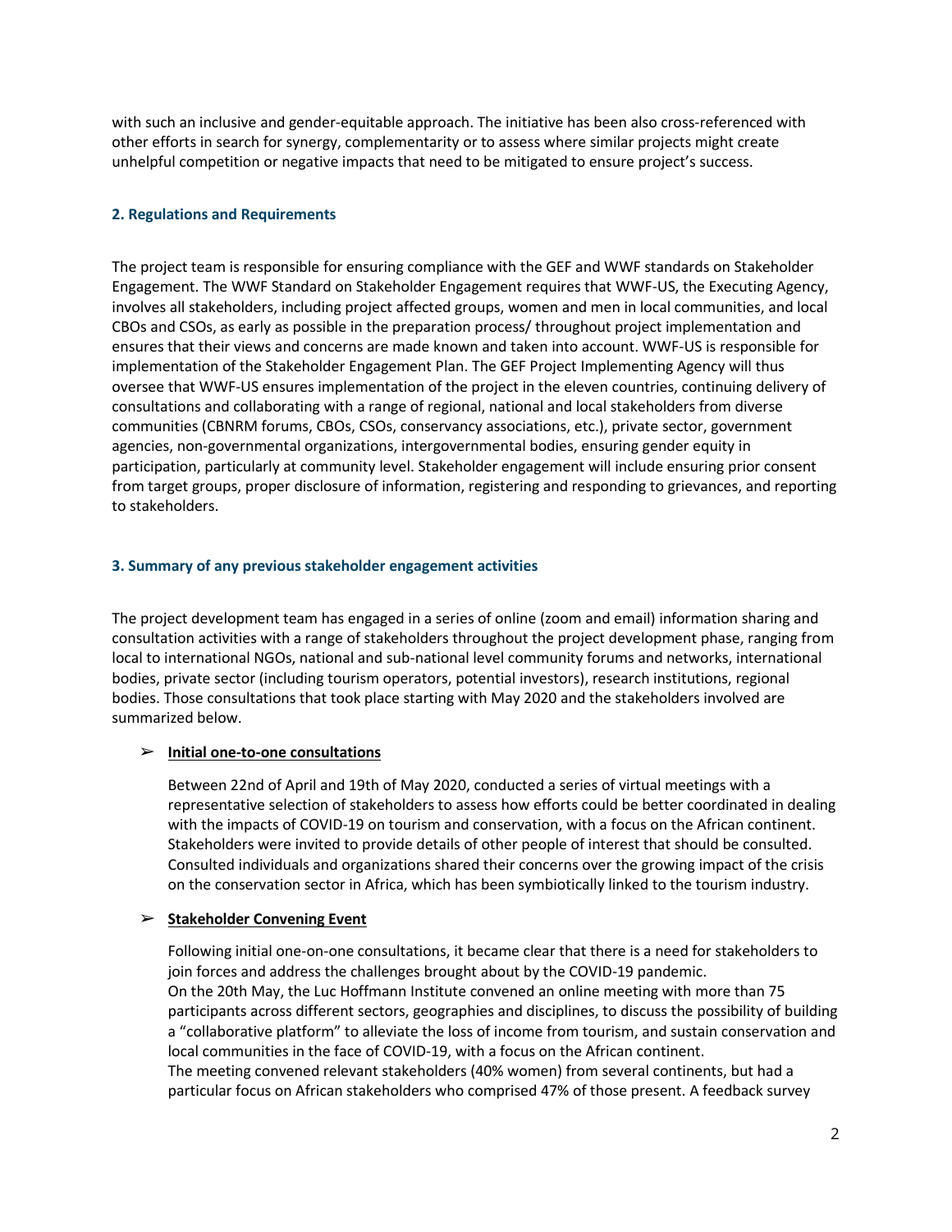with such an inclusive and gender-equitable approach. The initiative has been also cross-referenced with other efforts in search for synergy, complementarity or to assess where similar projects might create unhelpful competition or negative impacts that need to be mitigated to ensure project's success.

### 2. Regulations and Requirements

The project team is responsible for ensuring compliance with the GEF and WWF standards on Stakeholder Engagement. The WWF Standard on Stakeholder Engagement requires that WWF-US, the Executing Agency, involves all stakeholders, including project affected groups, women and men in local communities, and local CBOs and CSOs, as early as possible in the preparation process/ throughout project implementation and ensures that their views and concerns are made known and taken into account. WWF-US is responsible for implementation of the Stakeholder Engagement Plan. The GEF Project Implementing Agency will thus oversee that WWF-US ensures implementation of the project in the eleven countries, continuing delivery of consultations and collaborating with a range of regional, national and local stakeholders from diverse communities (CBNRM forums, CBOs, CSOs, conservancy associations, etc.), private sector, government agencies, non-governmental organizations, intergovernmental bodies, ensuring gender equity in participation, particularly at community level. Stakeholder engagement will include ensuring prior consent from target groups, proper disclosure of information, registering and responding to grievances, and reporting to stakeholders.

### 3. Summary of any previous stakeholder engagement activities

The project development team has engaged in a series of online (zoom and email) information sharing and consultation activities with a range of stakeholders throughout the project development phase, ranging from local to international NGOs, national and sub-national level community forums and networks, international bodies, private sector (including tourism operators, potential investors), research institutions, regional bodies. Those consultations that took place starting with May 2020 and the stakeholders involved are summarized below.

- **Initial one-to-one consultations**

  Between 22nd of April and 19th of May 2020, conducted a series of virtual meetings with a representative selection of stakeholders to assess how efforts could be better coordinated in dealing with the impacts of COVID-19 on tourism and conservation, with a focus on the African continent. Stakeholders were invited to provide details of other people of interest that should be consulted. Consulted individuals and organizations shared their concerns over the growing impact of the crisis on the conservation sector in Africa, which has been symbiotically linked to the tourism industry.

- **Stakeholder Convening Event**

  Following initial one-on-one consultations, it became clear that there is a need for stakeholders to join forces and address the challenges brought about by the COVID-19 pandemic.
  On the 20th May, the Luc Hoffmann Institute convened an online meeting with more than 75 participants across different sectors, geographies and disciplines, to discuss the possibility of building a "collaborative platform" to alleviate the loss of income from tourism, and sustain conservation and local communities in the face of COVID-19, with a focus on the African continent.
  The meeting convened relevant stakeholders (40% women) from several continents, but had a particular focus on African stakeholders who comprised 47% of those present. A feedback survey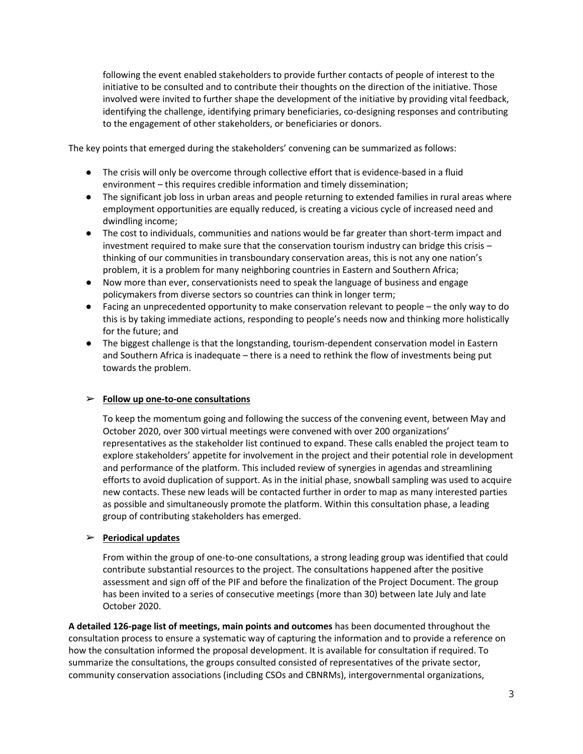following the event enabled stakeholders to provide further contacts of people of interest to the initiative to be consulted and to contribute their thoughts on the direction of the initiative. Those involved were invited to further shape the development of the initiative by providing vital feedback, identifying the challenge, identifying primary beneficiaries, co-designing responses and contributing to the engagement of other stakeholders, or beneficiaries or donors.

The key points that emerged during the stakeholders' convening can be summarized as follows:

- The crisis will only be overcome through collective effort that is evidence-based in a fluid environment – this requires credible information and timely dissemination;
- The significant job loss in urban areas and people returning to extended families in rural areas where employment opportunities are equally reduced, is creating a vicious cycle of increased need and dwindling income;
- The cost to individuals, communities and nations would be far greater than short-term impact and investment required to make sure that the conservation tourism industry can bridge this crisis – thinking of our communities in transboundary conservation areas, this is not any one nation's problem, it is a problem for many neighboring countries in Eastern and Southern Africa;
- Now more than ever, conservationists need to speak the language of business and engage policymakers from diverse sectors so countries can think in longer term;
- Facing an unprecedented opportunity to make conservation relevant to people – the only way to do this is by taking immediate actions, responding to people's needs now and thinking more holistically for the future; and
- The biggest challenge is that the longstanding, tourism-dependent conservation model in Eastern and Southern Africa is inadequate – there is a need to rethink the flow of investments being put towards the problem.

➢ **Follow up one-to-one consultations**

To keep the momentum going and following the success of the convening event, between May and October 2020, over 300 virtual meetings were convened with over 200 organizations' representatives as the stakeholder list continued to expand. These calls enabled the project team to explore stakeholders' appetite for involvement in the project and their potential role in development and performance of the platform. This included review of synergies in agendas and streamlining efforts to avoid duplication of support. As in the initial phase, snowball sampling was used to acquire new contacts. These new leads will be contacted further in order to map as many interested parties as possible and simultaneously promote the platform. Within this consultation phase, a leading group of contributing stakeholders has emerged.

➢ **Periodical updates**

From within the group of one-to-one consultations, a strong leading group was identified that could contribute substantial resources to the project. The consultations happened after the positive assessment and sign off of the PIF and before the finalization of the Project Document. The group has been invited to a series of consecutive meetings (more than 30) between late July and late October 2020.

**A detailed 126-page list of meetings, main points and outcomes** has been documented throughout the consultation process to ensure a systematic way of capturing the information and to provide a reference on how the consultation informed the proposal development. It is available for consultation if required. To summarize the consultations, the groups consulted consisted of representatives of the private sector, community conservation associations (including CSOs and CBNRMs), intergovernmental organizations,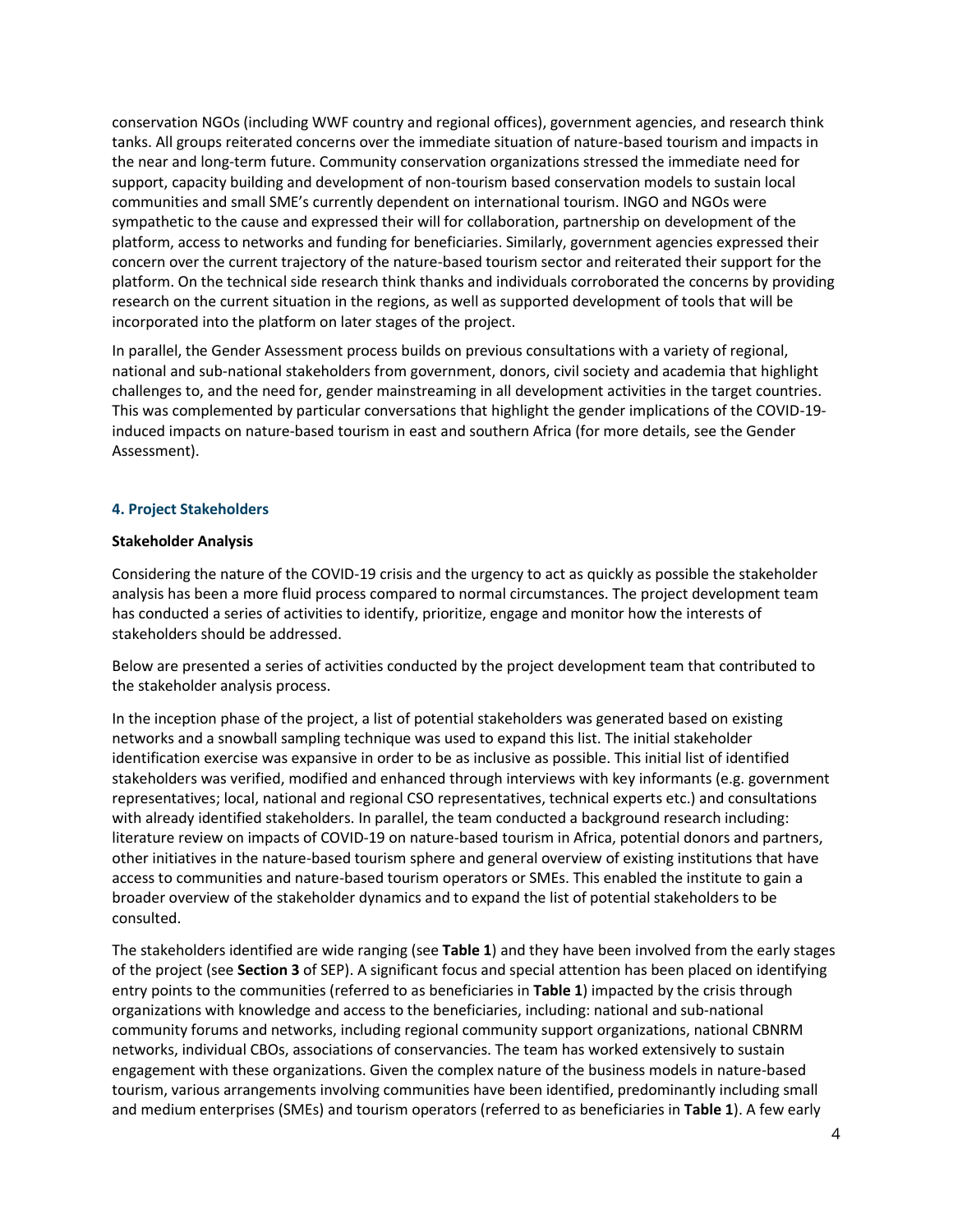conservation NGOs (including WWF country and regional offices), government agencies, and research think tanks. All groups reiterated concerns over the immediate situation of nature-based tourism and impacts in the near and long-term future. Community conservation organizations stressed the immediate need for support, capacity building and development of non-tourism based conservation models to sustain local communities and small SME's currently dependent on international tourism. INGO and NGOs were sympathetic to the cause and expressed their will for collaboration, partnership on development of the platform, access to networks and funding for beneficiaries. Similarly, government agencies expressed their concern over the current trajectory of the nature-based tourism sector and reiterated their support for the platform. On the technical side research think thanks and individuals corroborated the concerns by providing research on the current situation in the regions, as well as supported development of tools that will be incorporated into the platform on later stages of the project.

In parallel, the Gender Assessment process builds on previous consultations with a variety of regional, national and sub-national stakeholders from government, donors, civil society and academia that highlight challenges to, and the need for, gender mainstreaming in all development activities in the target countries. This was complemented by particular conversations that highlight the gender implications of the COVID-19-induced impacts on nature-based tourism in east and southern Africa (for more details, see the Gender Assessment).

## 4. Project Stakeholders

### Stakeholder Analysis

Considering the nature of the COVID-19 crisis and the urgency to act as quickly as possible the stakeholder analysis has been a more fluid process compared to normal circumstances. The project development team has conducted a series of activities to identify, prioritize, engage and monitor how the interests of stakeholders should be addressed.

Below are presented a series of activities conducted by the project development team that contributed to the stakeholder analysis process.

In the inception phase of the project, a list of potential stakeholders was generated based on existing networks and a snowball sampling technique was used to expand this list. The initial stakeholder identification exercise was expansive in order to be as inclusive as possible. This initial list of identified stakeholders was verified, modified and enhanced through interviews with key informants (e.g. government representatives; local, national and regional CSO representatives, technical experts etc.) and consultations with already identified stakeholders. In parallel, the team conducted a background research including: literature review on impacts of COVID-19 on nature-based tourism in Africa, potential donors and partners, other initiatives in the nature-based tourism sphere and general overview of existing institutions that have access to communities and nature-based tourism operators or SMEs. This enabled the institute to gain a broader overview of the stakeholder dynamics and to expand the list of potential stakeholders to be consulted.

The stakeholders identified are wide ranging (see **Table 1**) and they have been involved from the early stages of the project (see **Section 3** of SEP). A significant focus and special attention has been placed on identifying entry points to the communities (referred to as beneficiaries in **Table 1**) impacted by the crisis through organizations with knowledge and access to the beneficiaries, including: national and sub-national community forums and networks, including regional community support organizations, national CBNRM networks, individual CBOs, associations of conservancies. The team has worked extensively to sustain engagement with these organizations. Given the complex nature of the business models in nature-based tourism, various arrangements involving communities have been identified, predominantly including small and medium enterprises (SMEs) and tourism operators (referred to as beneficiaries in **Table 1**). A few early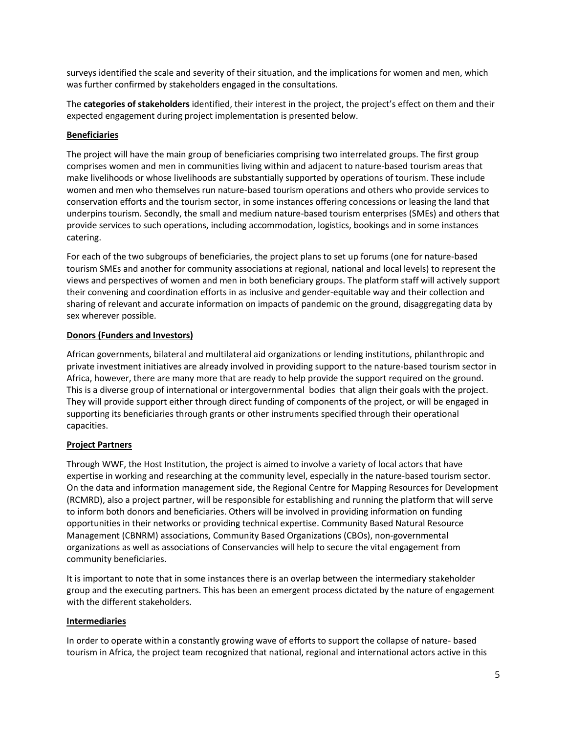surveys identified the scale and severity of their situation, and the implications for women and men, which was further confirmed by stakeholders engaged in the consultations.

The **categories of stakeholders** identified, their interest in the project, the project's effect on them and their expected engagement during project implementation is presented below.

**Beneficiaries**

The project will have the main group of beneficiaries comprising two interrelated groups. The first group comprises women and men in communities living within and adjacent to nature-based tourism areas that make livelihoods or whose livelihoods are substantially supported by operations of tourism. These include women and men who themselves run nature-based tourism operations and others who provide services to conservation efforts and the tourism sector, in some instances offering concessions or leasing the land that underpins tourism. Secondly, the small and medium nature-based tourism enterprises (SMEs) and others that provide services to such operations, including accommodation, logistics, bookings and in some instances catering.

For each of the two subgroups of beneficiaries, the project plans to set up forums (one for nature-based tourism SMEs and another for community associations at regional, national and local levels) to represent the views and perspectives of women and men in both beneficiary groups. The platform staff will actively support their convening and coordination efforts in as inclusive and gender-equitable way and their collection and sharing of relevant and accurate information on impacts of pandemic on the ground, disaggregating data by sex wherever possible.

**Donors (Funders and Investors)**

African governments, bilateral and multilateral aid organizations or lending institutions, philanthropic and private investment initiatives are already involved in providing support to the nature-based tourism sector in Africa, however, there are many more that are ready to help provide the support required on the ground. This is a diverse group of international or intergovernmental bodies that align their goals with the project. They will provide support either through direct funding of components of the project, or will be engaged in supporting its beneficiaries through grants or other instruments specified through their operational capacities.

**Project Partners**

Through WWF, the Host Institution, the project is aimed to involve a variety of local actors that have expertise in working and researching at the community level, especially in the nature-based tourism sector. On the data and information management side, the Regional Centre for Mapping Resources for Development (RCMRD), also a project partner, will be responsible for establishing and running the platform that will serve to inform both donors and beneficiaries. Others will be involved in providing information on funding opportunities in their networks or providing technical expertise. Community Based Natural Resource Management (CBNRM) associations, Community Based Organizations (CBOs), non-governmental organizations as well as associations of Conservancies will help to secure the vital engagement from community beneficiaries.

It is important to note that in some instances there is an overlap between the intermediary stakeholder group and the executing partners. This has been an emergent process dictated by the nature of engagement with the different stakeholders.

**Intermediaries**

In order to operate within a constantly growing wave of efforts to support the collapse of nature- based tourism in Africa, the project team recognized that national, regional and international actors active in this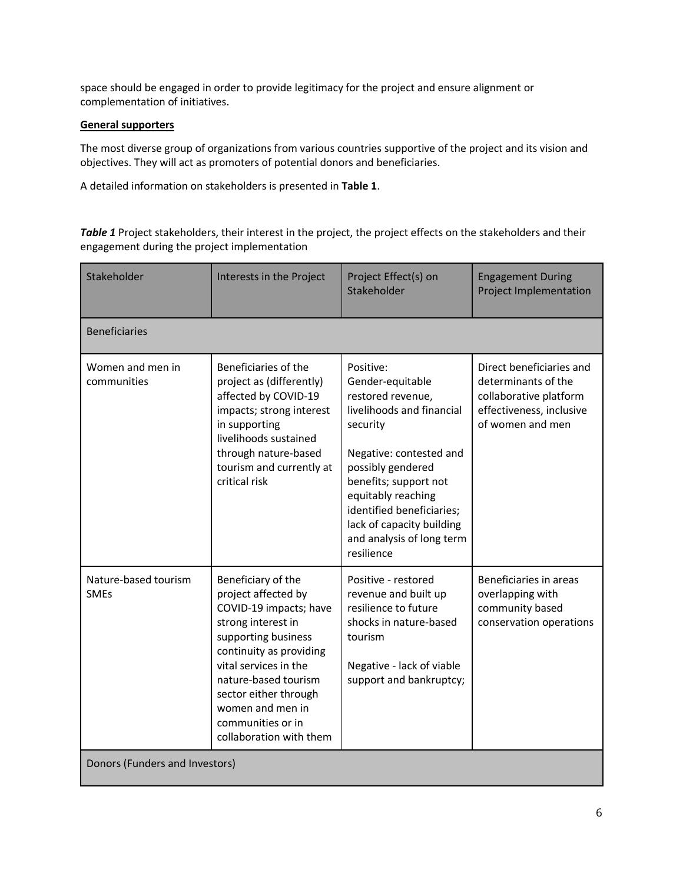space should be engaged in order to provide legitimacy for the project and ensure alignment or complementation of initiatives.

**General supporters**

The most diverse group of organizations from various countries supportive of the project and its vision and objectives. They will act as promoters of potential donors and beneficiaries.

A detailed information on stakeholders is presented in **Table 1**.

***Table 1*** Project stakeholders, their interest in the project, the project effects on the stakeholders and their engagement during the project implementation

| Stakeholder | Interests in the Project | Project Effect(s) on Stakeholder | Engagement During Project Implementation |
|---|---|---|---|
| Beneficiaries | | | |
| Women and men in communities | Beneficiaries of the project as (differently) affected by COVID-19 impacts; strong interest in supporting livelihoods sustained through nature-based tourism and currently at critical risk | Positive: Gender-equitable restored revenue, livelihoods and financial security<br><br>Negative: contested and possibly gendered benefits; support not equitably reaching identified beneficiaries; lack of capacity building and analysis of long term resilience | Direct beneficiaries and determinants of the collaborative platform effectiveness, inclusive of women and men |
| Nature-based tourism SMEs | Beneficiary of the project affected by COVID-19 impacts; have strong interest in supporting business continuity as providing vital services in the nature-based tourism sector either through women and men in communities or in collaboration with them | Positive - restored revenue and built up resilience to future shocks in nature-based tourism<br><br>Negative - lack of viable support and bankruptcy; | Beneficiaries in areas overlapping with community based conservation operations |
| Donors (Funders and Investors) | | | |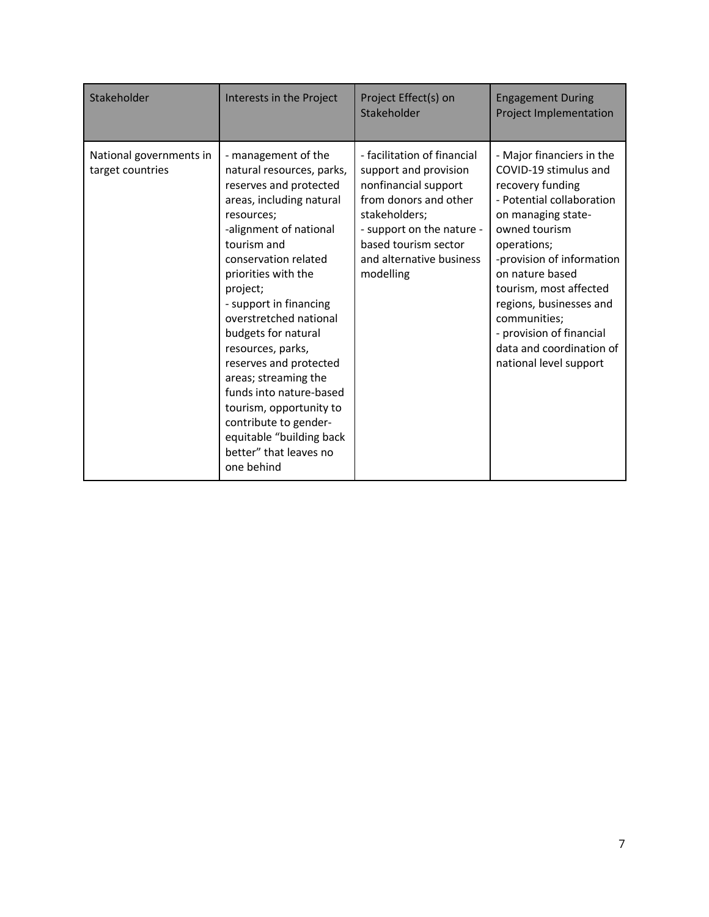| Stakeholder | Interests in the Project | Project Effect(s) on Stakeholder | Engagement During Project Implementation |
| --- | --- | --- | --- |
| National governments in target countries | - management of the natural resources, parks, reserves and protected areas, including natural resources;<br>-alignment of national tourism and conservation related priorities with the project;<br>- support in financing overstretched national budgets for natural resources, parks, reserves and protected areas; streaming the funds into nature-based tourism, opportunity to contribute to gender-equitable "building back better" that leaves no one behind | - facilitation of financial support and provision nonfinancial support from donors and other stakeholders;<br>- support on the nature - based tourism sector and alternative business modelling | - Major financiers in the COVID-19 stimulus and recovery funding<br>- Potential collaboration on managing state-owned tourism operations;<br>-provision of information on nature based tourism, most affected regions, businesses and communities;<br>- provision of financial data and coordination of national level support |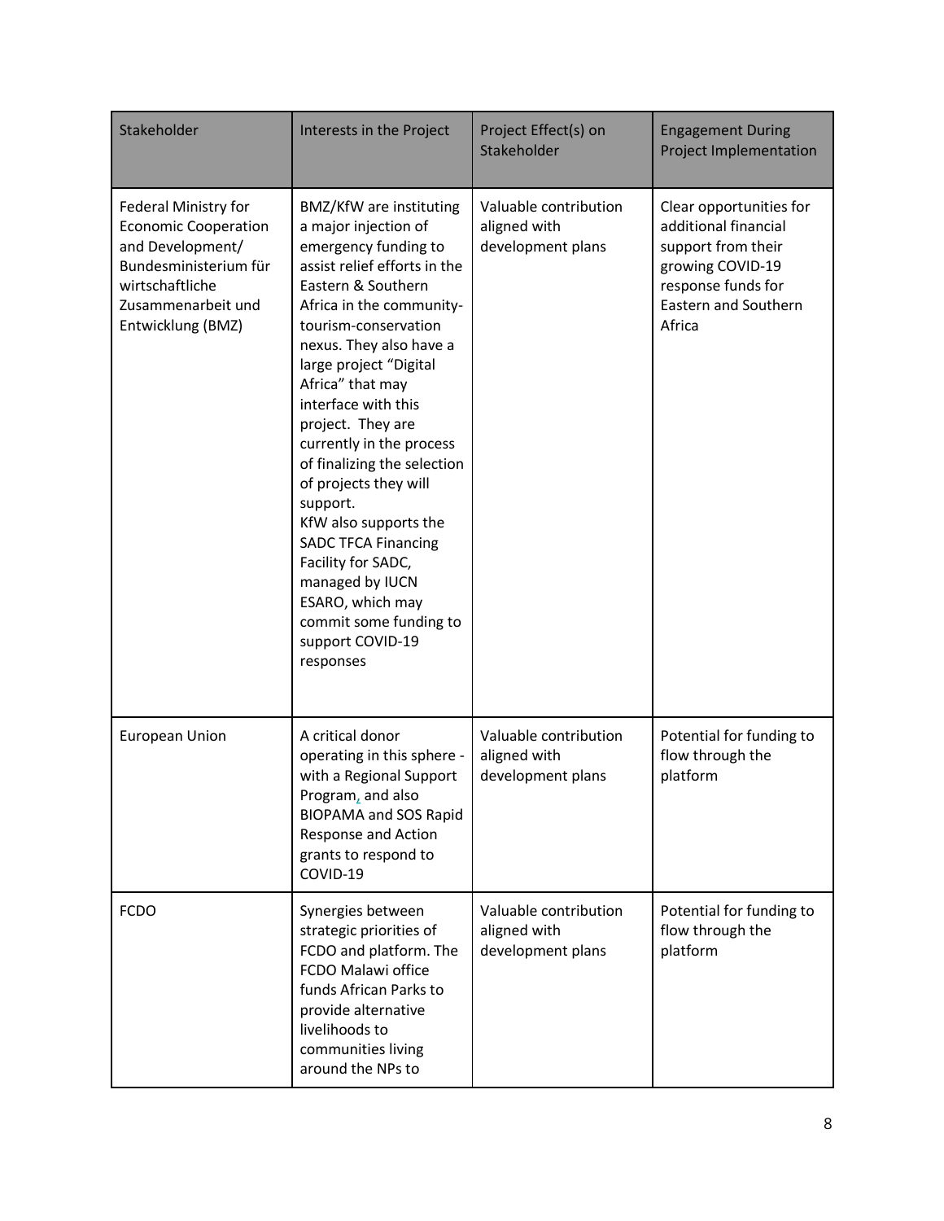| Stakeholder | Interests in the Project | Project Effect(s) on Stakeholder | Engagement During Project Implementation |
| --- | --- | --- | --- |
| Federal Ministry for Economic Cooperation and Development/ Bundesministerium für wirtschaftliche Zusammenarbeit und Entwicklung (BMZ) | BMZ/KfW are instituting a major injection of emergency funding to assist relief efforts in the Eastern & Southern Africa in the community-tourism-conservation nexus. They also have a large project "Digital Africa" that may interface with this project. They are currently in the process of finalizing the selection of projects they will support.<br>KfW also supports the SADC TFCA Financing Facility for SADC, managed by IUCN ESARO, which may commit some funding to support COVID-19 responses | Valuable contribution aligned with development plans | Clear opportunities for additional financial support from their growing COVID-19 response funds for Eastern and Southern Africa |
| European Union | A critical donor operating in this sphere - with a Regional Support Program, and also BIOPAMA and SOS Rapid Response and Action grants to respond to COVID-19 | Valuable contribution aligned with development plans | Potential for funding to flow through the platform |
| FCDO | Synergies between strategic priorities of FCDO and platform. The FCDO Malawi office funds African Parks to provide alternative livelihoods to communities living around the NPs to | Valuable contribution aligned with development plans | Potential for funding to flow through the platform |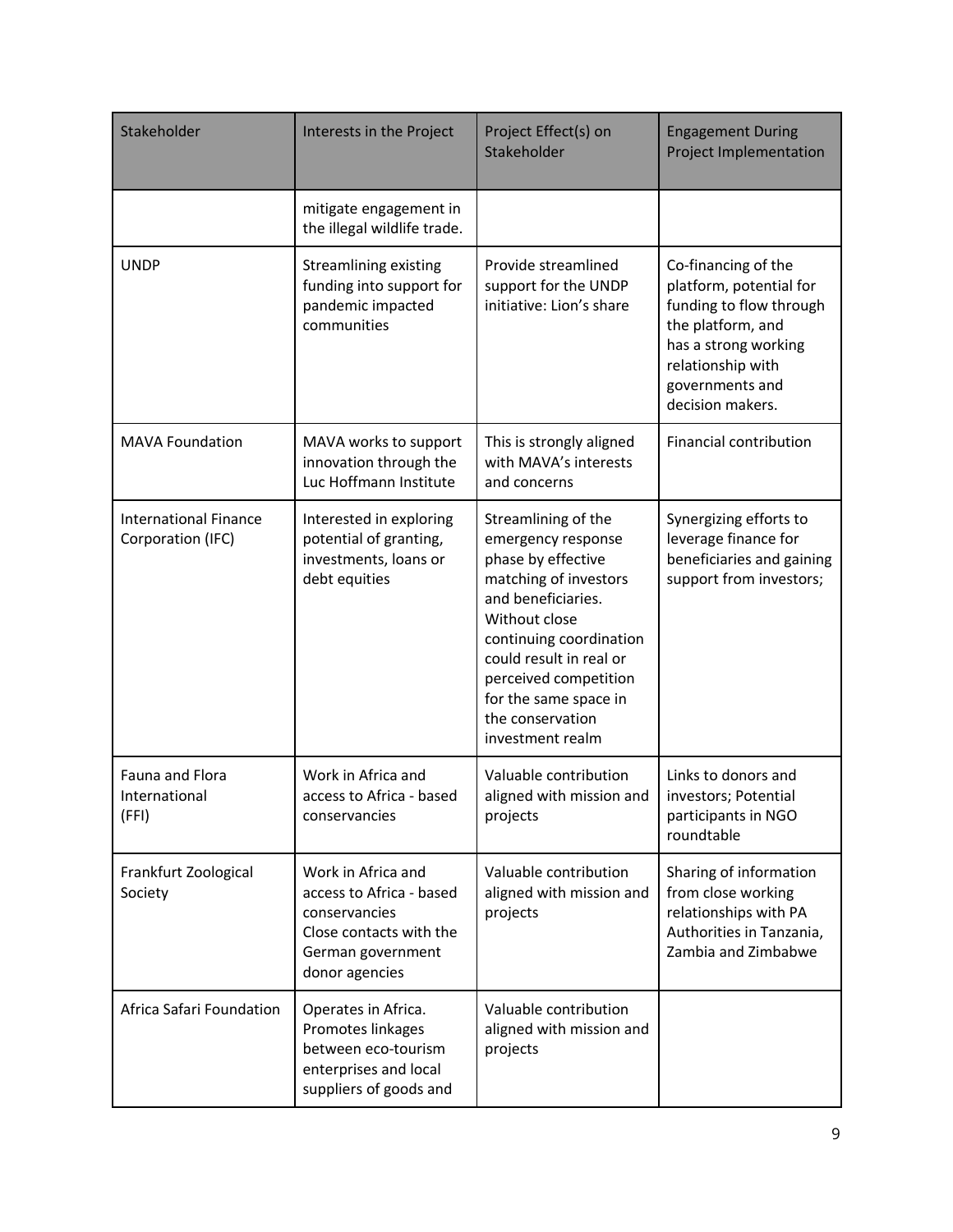| Stakeholder | Interests in the Project | Project Effect(s) on Stakeholder | Engagement During Project Implementation |
|---|---|---|---|
| | mitigate engagement in the illegal wildlife trade. | | |
| UNDP | Streamlining existing funding into support for pandemic impacted communities | Provide streamlined support for the UNDP initiative: Lion's share | Co-financing of the platform, potential for funding to flow through the platform, and has a strong working relationship with governments and decision makers. |
| MAVA Foundation | MAVA works to support innovation through the Luc Hoffmann Institute | This is strongly aligned with MAVA's interests and concerns | Financial contribution |
| International Finance Corporation (IFC) | Interested in exploring potential of granting, investments, loans or debt equities | Streamlining of the emergency response phase by effective matching of investors and beneficiaries. Without close continuing coordination could result in real or perceived competition for the same space in the conservation investment realm | Synergizing efforts to leverage finance for beneficiaries and gaining support from investors; |
| Fauna and Flora International (FFI) | Work in Africa and access to Africa - based conservancies | Valuable contribution aligned with mission and projects | Links to donors and investors; Potential participants in NGO roundtable |
| Frankfurt Zoological Society | Work in Africa and access to Africa - based conservancies Close contacts with the German government donor agencies | Valuable contribution aligned with mission and projects | Sharing of information from close working relationships with PA Authorities in Tanzania, Zambia and Zimbabwe |
| Africa Safari Foundation | Operates in Africa. Promotes linkages between eco-tourism enterprises and local suppliers of goods and | Valuable contribution aligned with mission and projects | |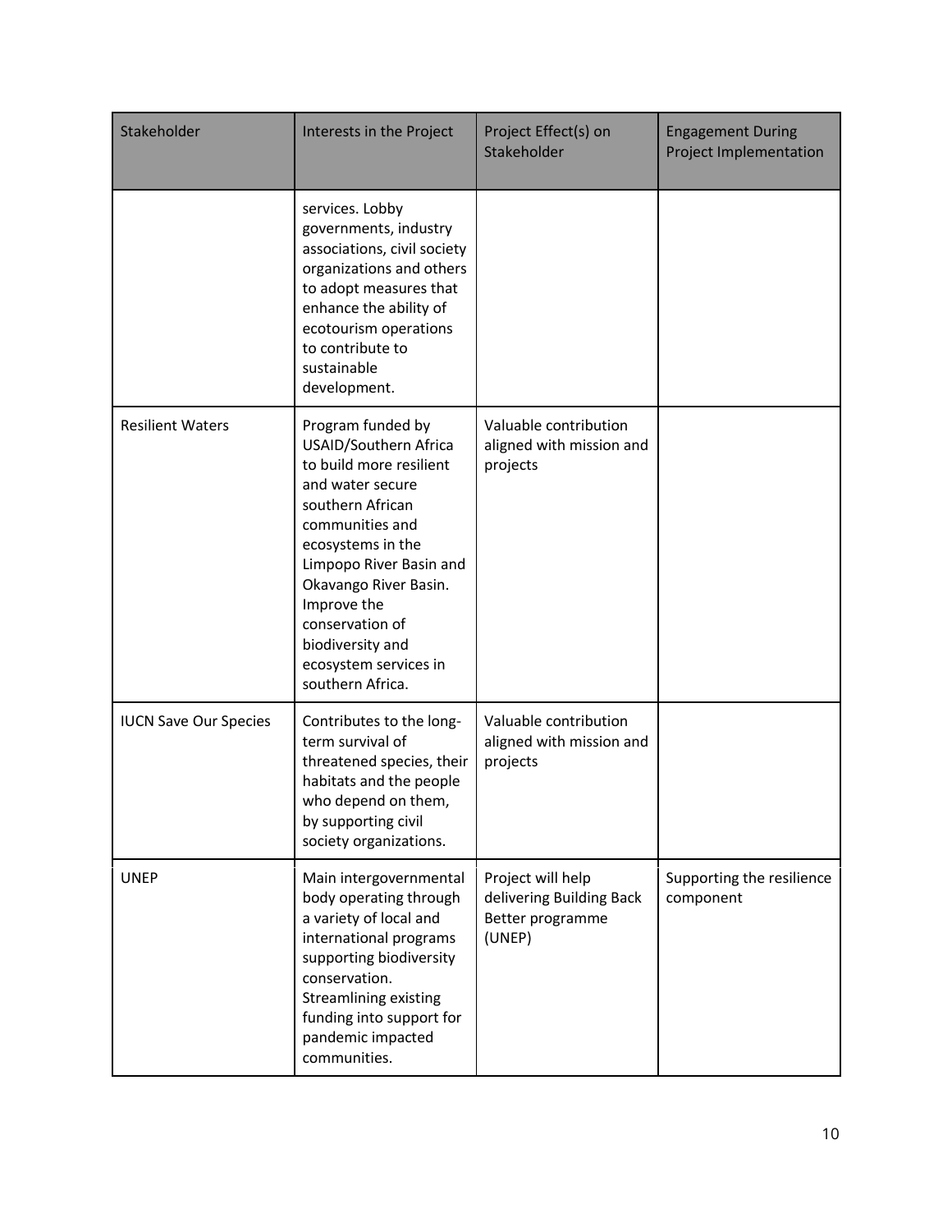| Stakeholder | Interests in the Project | Project Effect(s) on Stakeholder | Engagement During Project Implementation |
| --- | --- | --- | --- |
| | services. Lobby governments, industry associations, civil society organizations and others to adopt measures that enhance the ability of ecotourism operations to contribute to sustainable development. | | |
| Resilient Waters | Program funded by USAID/Southern Africa to build more resilient and water secure southern African communities and ecosystems in the Limpopo River Basin and Okavango River Basin. Improve the conservation of biodiversity and ecosystem services in southern Africa. | Valuable contribution aligned with mission and projects | |
| IUCN Save Our Species | Contributes to the long-term survival of threatened species, their habitats and the people who depend on them, by supporting civil society organizations. | Valuable contribution aligned with mission and projects | |
| UNEP | Main intergovernmental body operating through a variety of local and international programs supporting biodiversity conservation. Streamlining existing funding into support for pandemic impacted communities. | Project will help delivering Building Back Better programme (UNEP) | Supporting the resilience component |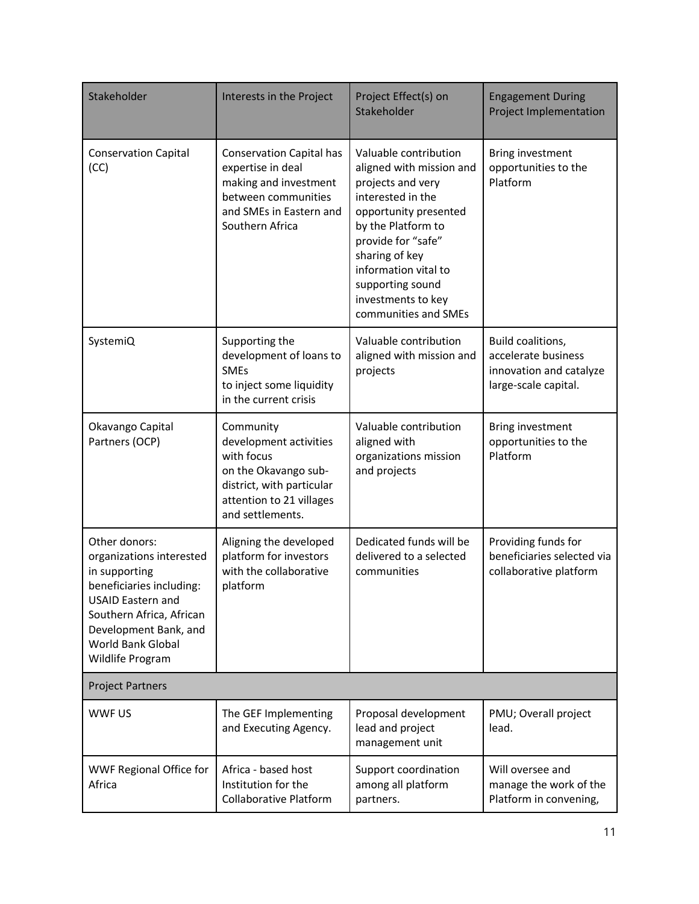| Stakeholder | Interests in the Project | Project Effect(s) on Stakeholder | Engagement During Project Implementation |
|---|---|---|---|
| Conservation Capital (CC) | Conservation Capital has expertise in deal making and investment between communities and SMEs in Eastern and Southern Africa | Valuable contribution aligned with mission and projects and very interested in the opportunity presented by the Platform to provide for "safe" sharing of key information vital to supporting sound investments to key communities and SMEs | Bring investment opportunities to the Platform |
| SystemiQ | Supporting the development of loans to SMEs to inject some liquidity in the current crisis | Valuable contribution aligned with mission and projects | Build coalitions, accelerate business innovation and catalyze large-scale capital. |
| Okavango Capital Partners (OCP) | Community development activities with focus on the Okavango sub-district, with particular attention to 21 villages and settlements. | Valuable contribution aligned with organizations mission and projects | Bring investment opportunities to the Platform |
| Other donors: organizations interested in supporting beneficiaries including: USAID Eastern and Southern Africa, African Development Bank, and World Bank Global Wildlife Program | Aligning the developed platform for investors with the collaborative platform | Dedicated funds will be delivered to a selected communities | Providing funds for beneficiaries selected via collaborative platform |
| Project Partners | | | |
| WWF US | The GEF Implementing and Executing Agency. | Proposal development lead and project management unit | PMU; Overall project lead. |
| WWF Regional Office for Africa | Africa - based host Institution for the Collaborative Platform | Support coordination among all platform partners. | Will oversee and manage the work of the Platform in convening, |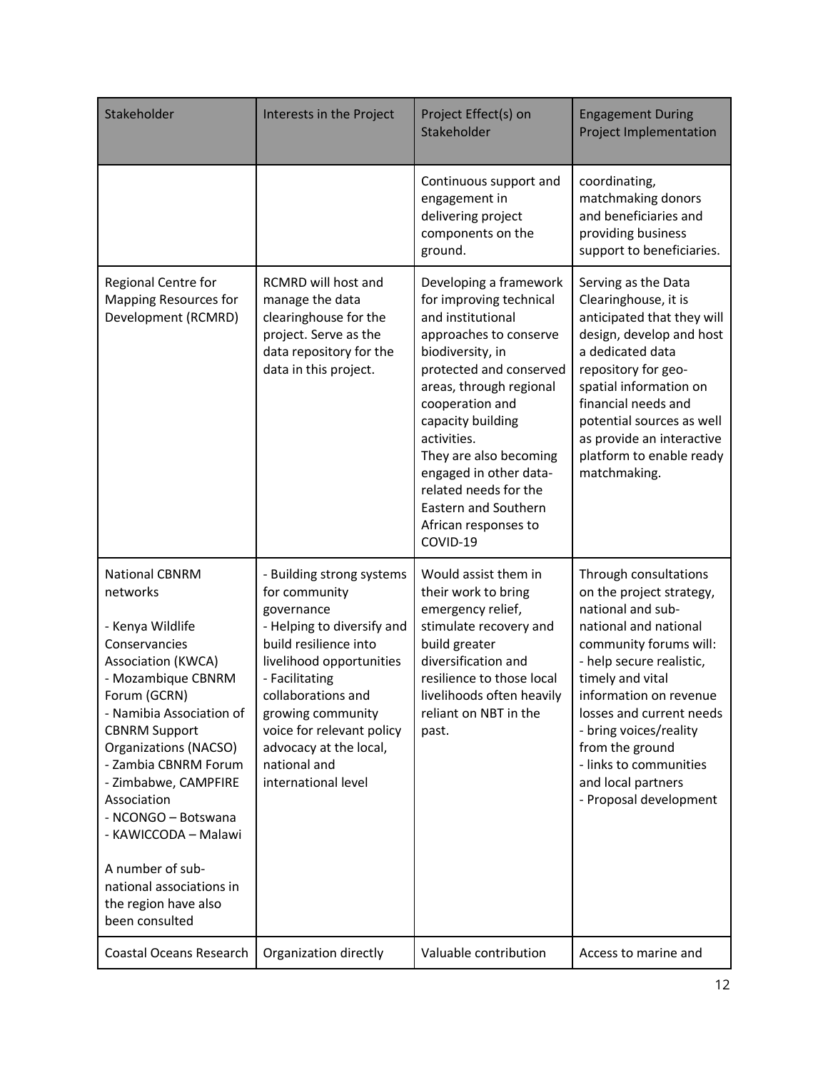| Stakeholder | Interests in the Project | Project Effect(s) on Stakeholder | Engagement During Project Implementation |
|---|---|---|---|
| | | Continuous support and engagement in delivering project components on the ground. | coordinating, matchmaking donors and beneficiaries and providing business support to beneficiaries. |
| Regional Centre for Mapping Resources for Development (RCMRD) | RCMRD will host and manage the data clearinghouse for the project. Serve as the data repository for the data in this project. | Developing a framework for improving technical and institutional approaches to conserve biodiversity, in protected and conserved areas, through regional cooperation and capacity building activities.<br>They are also becoming engaged in other data-related needs for the Eastern and Southern African responses to COVID-19 | Serving as the Data Clearinghouse, it is anticipated that they will design, develop and host a dedicated data repository for geo-spatial information on financial needs and potential sources as well as provide an interactive platform to enable ready matchmaking. |
| National CBNRM networks<br><br>- Kenya Wildlife Conservancies Association (KWCA)<br>- Mozambique CBNRM Forum (GCRN)<br>- Namibia Association of CBNRM Support Organizations (NACSO)<br>- Zambia CBNRM Forum<br>- Zimbabwe, CAMPFIRE Association<br>- NCONGO – Botswana<br>- KAWICCODA – Malawi<br><br>A number of sub-national associations in the region have also been consulted | - Building strong systems for community governance<br>- Helping to diversify and build resilience into livelihood opportunities<br>- Facilitating collaborations and growing community voice for relevant policy advocacy at the local, national and international level | Would assist them in their work to bring emergency relief, stimulate recovery and build greater diversification and resilience to those local livelihoods often heavily reliant on NBT in the past. | Through consultations on the project strategy, national and sub-national and national community forums will:<br>- help secure realistic, timely and vital information on revenue losses and current needs<br>- bring voices/reality from the ground<br>- links to communities and local partners<br>- Proposal development |
| Coastal Oceans Research | Organization directly | Valuable contribution | Access to marine and |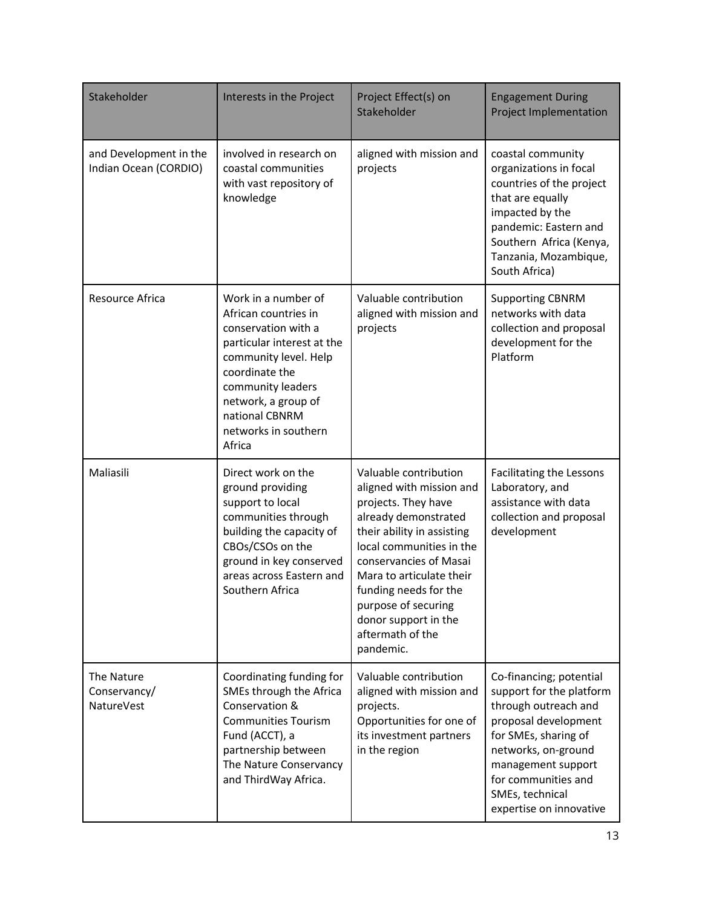| Stakeholder | Interests in the Project | Project Effect(s) on Stakeholder | Engagement During Project Implementation |
|---|---|---|---|
| and Development in the Indian Ocean (CORDIO) | involved in research on coastal communities with vast repository of knowledge | aligned with mission and projects | coastal community organizations in focal countries of the project that are equally impacted by the pandemic: Eastern and Southern Africa (Kenya, Tanzania, Mozambique, South Africa) |
| Resource Africa | Work in a number of African countries in conservation with a particular interest at the community level. Help coordinate the community leaders network, a group of national CBNRM networks in southern Africa | Valuable contribution aligned with mission and projects | Supporting CBNRM networks with data collection and proposal development for the Platform |
| Maliasili | Direct work on the ground providing support to local communities through building the capacity of CBOs/CSOs on the ground in key conserved areas across Eastern and Southern Africa | Valuable contribution aligned with mission and projects. They have already demonstrated their ability in assisting local communities in the conservancies of Masai Mara to articulate their funding needs for the purpose of securing donor support in the aftermath of the pandemic. | Facilitating the Lessons Laboratory, and assistance with data collection and proposal development |
| The Nature Conservancy/ NatureVest | Coordinating funding for SMEs through the Africa Conservation & Communities Tourism Fund (ACCT), a partnership between The Nature Conservancy and ThirdWay Africa. | Valuable contribution aligned with mission and projects. Opportunities for one of its investment partners in the region | Co-financing; potential support for the platform through outreach and proposal development for SMEs, sharing of networks, on-ground management support for communities and SMEs, technical expertise on innovative |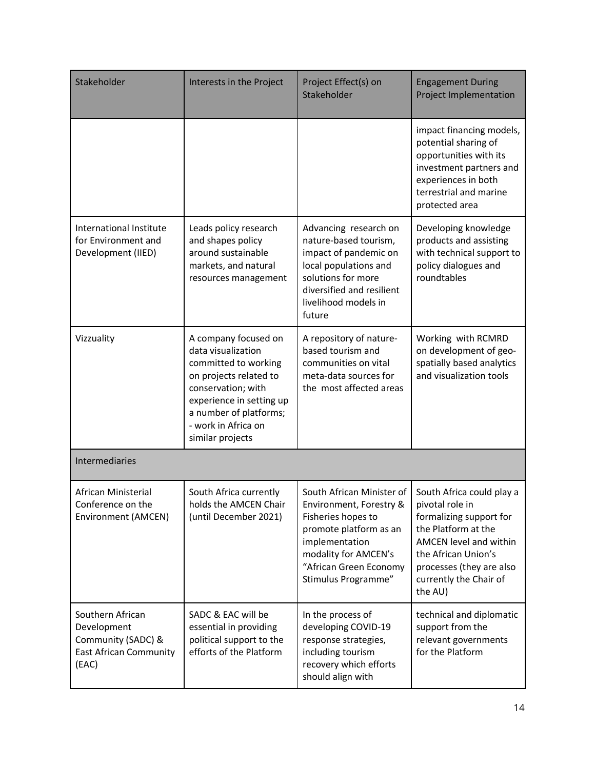| Stakeholder | Interests in the Project | Project Effect(s) on Stakeholder | Engagement During Project Implementation |
| --- | --- | --- | --- |
| | | | impact financing models, potential sharing of opportunities with its investment partners and experiences in both terrestrial and marine protected area |
| International Institute for Environment and Development (IIED) | Leads policy research and shapes policy around sustainable markets, and natural resources management | Advancing research on nature-based tourism, impact of pandemic on local populations and solutions for more diversified and resilient livelihood models in future | Developing knowledge products and assisting with technical support to policy dialogues and roundtables |
| Vizzuality | A company focused on data visualization committed to working on projects related to conservation; with experience in setting up a number of platforms; - work in Africa on similar projects | A repository of nature-based tourism and communities on vital meta-data sources for the most affected areas | Working with RCMRD on development of geo-spatially based analytics and visualization tools |
| Intermediaries | | | |
| African Ministerial Conference on the Environment (AMCEN) | South Africa currently holds the AMCEN Chair (until December 2021) | South African Minister of Environment, Forestry & Fisheries hopes to promote platform as an implementation modality for AMCEN's "African Green Economy Stimulus Programme" | South Africa could play a pivotal role in formalizing support for the Platform at the AMCEN level and within the African Union's processes (they are also currently the Chair of the AU) |
| Southern African Development Community (SADC) & East African Community (EAC) | SADC & EAC will be essential in providing political support to the efforts of the Platform | In the process of developing COVID-19 response strategies, including tourism recovery which efforts should align with | technical and diplomatic support from the relevant governments for the Platform |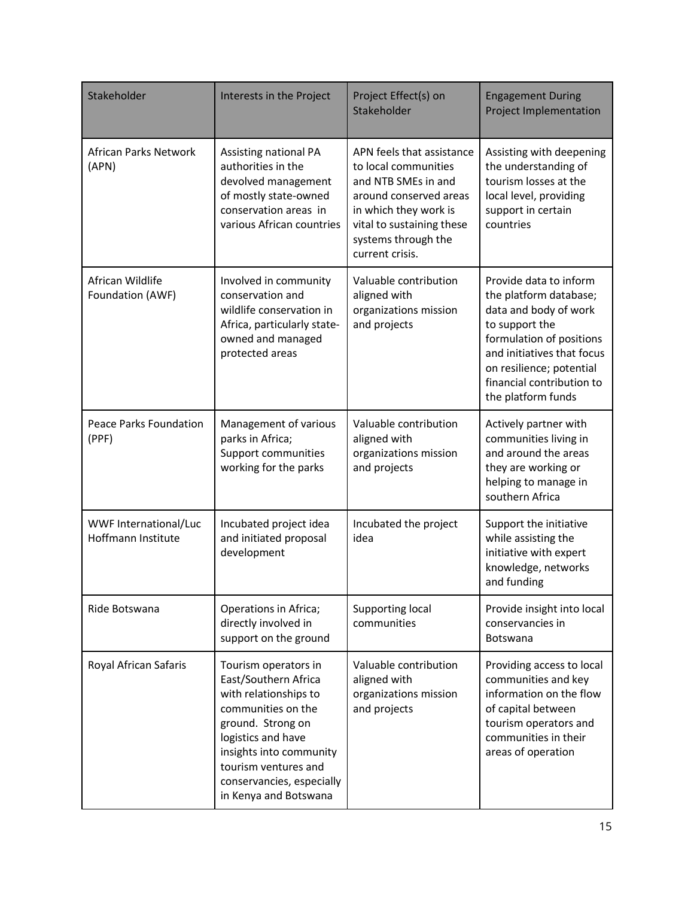| Stakeholder | Interests in the Project | Project Effect(s) on Stakeholder | Engagement During Project Implementation |
|---|---|---|---|
| African Parks Network (APN) | Assisting national PA authorities in the devolved management of mostly state-owned conservation areas in various African countries | APN feels that assistance to local communities and NTB SMEs in and around conserved areas in which they work is vital to sustaining these systems through the current crisis. | Assisting with deepening the understanding of tourism losses at the local level, providing support in certain countries |
| African Wildlife Foundation (AWF) | Involved in community conservation and wildlife conservation in Africa, particularly state-owned and managed protected areas | Valuable contribution aligned with organizations mission and projects | Provide data to inform the platform database; data and body of work to support the formulation of positions and initiatives that focus on resilience; potential financial contribution to the platform funds |
| Peace Parks Foundation (PPF) | Management of various parks in Africa; Support communities working for the parks | Valuable contribution aligned with organizations mission and projects | Actively partner with communities living in and around the areas they are working or helping to manage in southern Africa |
| WWF International/Luc Hoffmann Institute | Incubated project idea and initiated proposal development | Incubated the project idea | Support the initiative while assisting the initiative with expert knowledge, networks and funding |
| Ride Botswana | Operations in Africa; directly involved in support on the ground | Supporting local communities | Provide insight into local conservancies in Botswana |
| Royal African Safaris | Tourism operators in East/Southern Africa with relationships to communities on the ground. Strong on logistics and have insights into community tourism ventures and conservancies, especially in Kenya and Botswana | Valuable contribution aligned with organizations mission and projects | Providing access to local communities and key information on the flow of capital between tourism operators and communities in their areas of operation |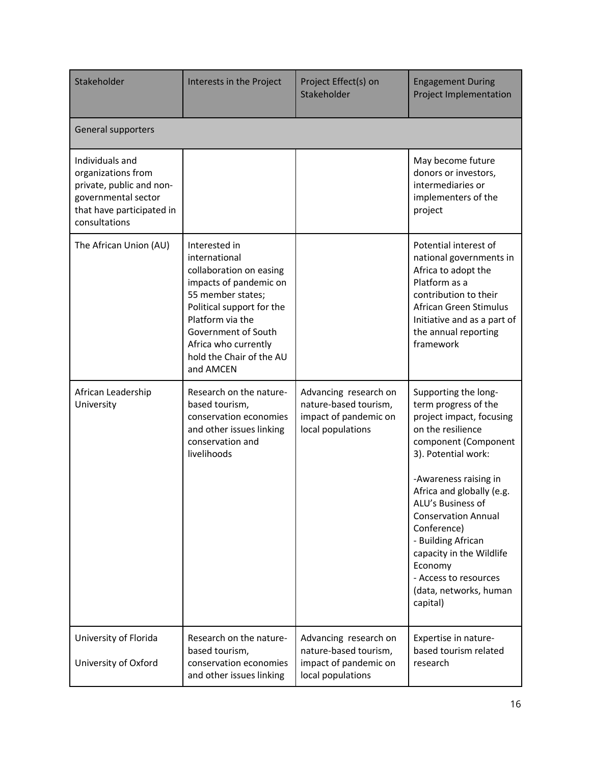| Stakeholder | Interests in the Project | Project Effect(s) on Stakeholder | Engagement During Project Implementation |
|---|---|---|---|
| General supporters | | | |
| Individuals and organizations from private, public and non-governmental sector that have participated in consultations | | | May become future donors or investors, intermediaries or implementers of the project |
| The African Union (AU) | Interested in international collaboration on easing impacts of pandemic on 55 member states; Political support for the Platform via the Government of South Africa who currently hold the Chair of the AU and AMCEN | | Potential interest of national governments in Africa to adopt the Platform as a contribution to their African Green Stimulus Initiative and as a part of the annual reporting framework |
| African Leadership University | Research on the nature-based tourism, conservation economies and other issues linking conservation and livelihoods | Advancing research on nature-based tourism, impact of pandemic on local populations | Supporting the long-term progress of the project impact, focusing on the resilience component (Component 3). Potential work:<br><br>-Awareness raising in Africa and globally (e.g. ALU's Business of Conservation Annual Conference)<br>- Building African capacity in the Wildlife Economy<br>- Access to resources (data, networks, human capital) |
| University of Florida<br><br>University of Oxford | Research on the nature-based tourism, conservation economies and other issues linking | Advancing research on nature-based tourism, impact of pandemic on local populations | Expertise in nature-based tourism related research |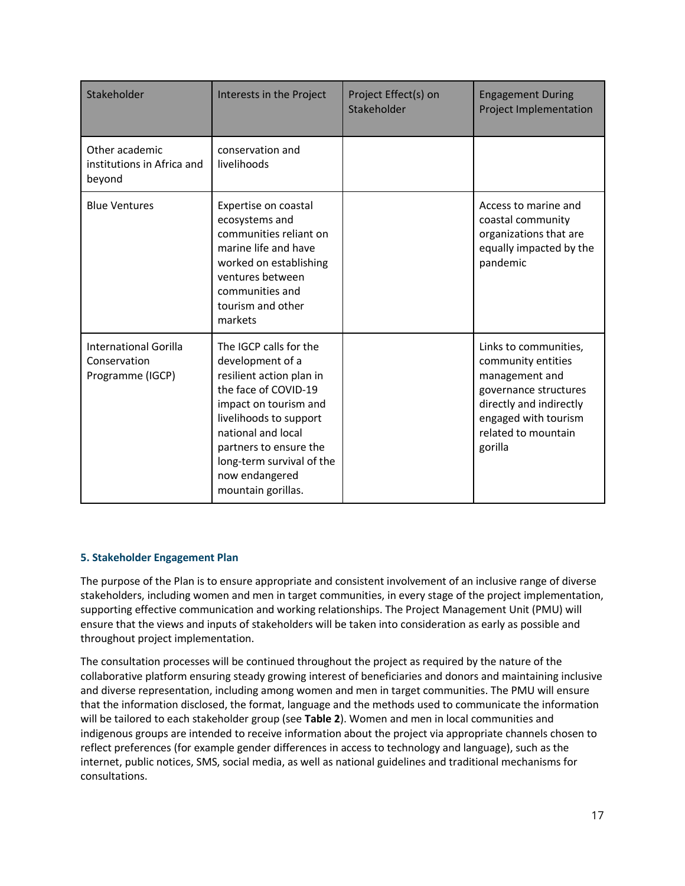| Stakeholder | Interests in the Project | Project Effect(s) on Stakeholder | Engagement During Project Implementation |
| --- | --- | --- | --- |
| Other academic institutions in Africa and beyond | conservation and livelihoods | | |
| Blue Ventures | Expertise on coastal ecosystems and communities reliant on marine life and have worked on establishing ventures between communities and tourism and other markets | | Access to marine and coastal community organizations that are equally impacted by the pandemic |
| International Gorilla Conservation Programme (IGCP) | The IGCP calls for the development of a resilient action plan in the face of COVID-19 impact on tourism and livelihoods to support national and local partners to ensure the long-term survival of the now endangered mountain gorillas. | | Links to communities, community entities management and governance structures directly and indirectly engaged with tourism related to mountain gorilla |

### 5. Stakeholder Engagement Plan

The purpose of the Plan is to ensure appropriate and consistent involvement of an inclusive range of diverse stakeholders, including women and men in target communities, in every stage of the project implementation, supporting effective communication and working relationships. The Project Management Unit (PMU) will ensure that the views and inputs of stakeholders will be taken into consideration as early as possible and throughout project implementation.

The consultation processes will be continued throughout the project as required by the nature of the collaborative platform ensuring steady growing interest of beneficiaries and donors and maintaining inclusive and diverse representation, including among women and men in target communities. The PMU will ensure that the information disclosed, the format, language and the methods used to communicate the information will be tailored to each stakeholder group (see **Table 2**). Women and men in local communities and indigenous groups are intended to receive information about the project via appropriate channels chosen to reflect preferences (for example gender differences in access to technology and language), such as the internet, public notices, SMS, social media, as well as national guidelines and traditional mechanisms for consultations.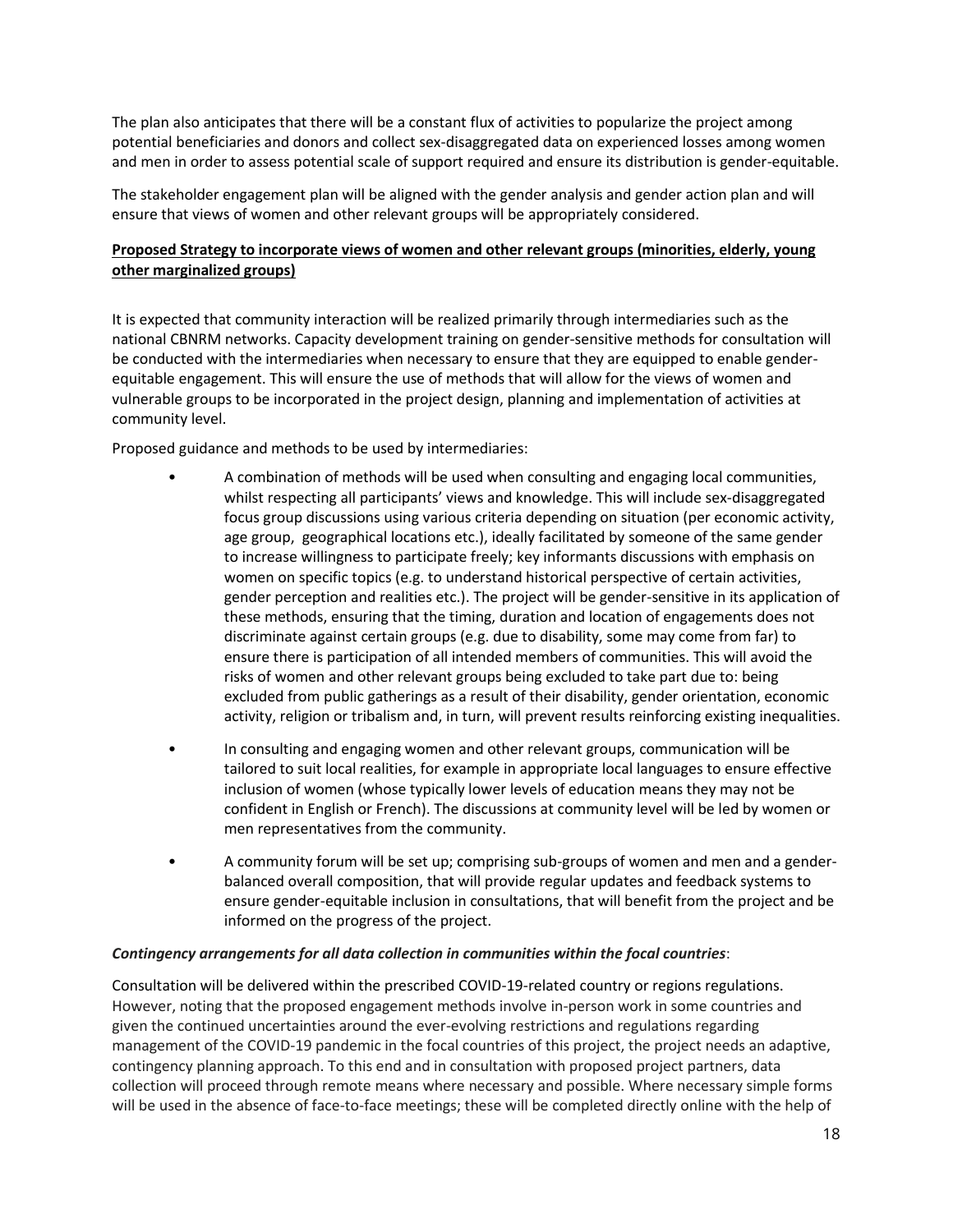The plan also anticipates that there will be a constant flux of activities to popularize the project among potential beneficiaries and donors and collect sex-disaggregated data on experienced losses among women and men in order to assess potential scale of support required and ensure its distribution is gender-equitable.

The stakeholder engagement plan will be aligned with the gender analysis and gender action plan and will ensure that views of women and other relevant groups will be appropriately considered.

**Proposed Strategy to incorporate views of women and other relevant groups (minorities, elderly, young other marginalized groups)**

It is expected that community interaction will be realized primarily through intermediaries such as the national CBNRM networks. Capacity development training on gender-sensitive methods for consultation will be conducted with the intermediaries when necessary to ensure that they are equipped to enable gender-equitable engagement. This will ensure the use of methods that will allow for the views of women and vulnerable groups to be incorporated in the project design, planning and implementation of activities at community level.

Proposed guidance and methods to be used by intermediaries:

- A combination of methods will be used when consulting and engaging local communities, whilst respecting all participants' views and knowledge. This will include sex-disaggregated focus group discussions using various criteria depending on situation (per economic activity, age group, geographical locations etc.), ideally facilitated by someone of the same gender to increase willingness to participate freely; key informants discussions with emphasis on women on specific topics (e.g. to understand historical perspective of certain activities, gender perception and realities etc.). The project will be gender-sensitive in its application of these methods, ensuring that the timing, duration and location of engagements does not discriminate against certain groups (e.g. due to disability, some may come from far) to ensure there is participation of all intended members of communities. This will avoid the risks of women and other relevant groups being excluded to take part due to: being excluded from public gatherings as a result of their disability, gender orientation, economic activity, religion or tribalism and, in turn, will prevent results reinforcing existing inequalities.
- In consulting and engaging women and other relevant groups, communication will be tailored to suit local realities, for example in appropriate local languages to ensure effective inclusion of women (whose typically lower levels of education means they may not be confident in English or French). The discussions at community level will be led by women or men representatives from the community.
- A community forum will be set up; comprising sub-groups of women and men and a gender-balanced overall composition, that will provide regular updates and feedback systems to ensure gender-equitable inclusion in consultations, that will benefit from the project and be informed on the progress of the project.

***Contingency arrangements for all data collection in communities within the focal countries***:

Consultation will be delivered within the prescribed COVID-19-related country or regions regulations. However, noting that the proposed engagement methods involve in-person work in some countries and given the continued uncertainties around the ever-evolving restrictions and regulations regarding management of the COVID-19 pandemic in the focal countries of this project, the project needs an adaptive, contingency planning approach. To this end and in consultation with proposed project partners, data collection will proceed through remote means where necessary and possible. Where necessary simple forms will be used in the absence of face-to-face meetings; these will be completed directly online with the help of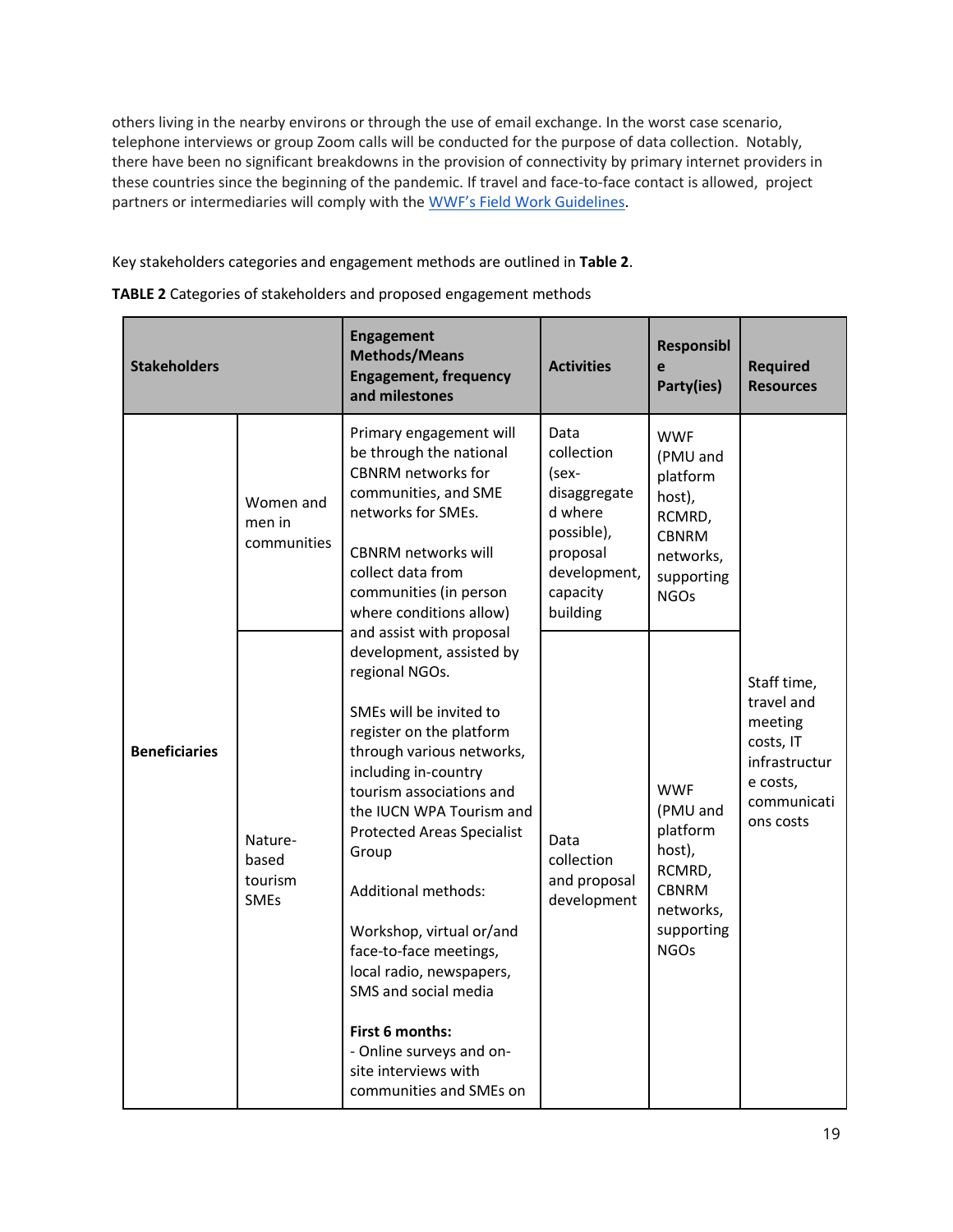others living in the nearby environs or through the use of email exchange. In the worst case scenario, telephone interviews or group Zoom calls will be conducted for the purpose of data collection. Notably, there have been no significant breakdowns in the provision of connectivity by primary internet providers in these countries since the beginning of the pandemic. If travel and face-to-face contact is allowed, project partners or intermediaries will comply with the [WWF's Field Work Guidelines](#).

Key stakeholders categories and engagement methods are outlined in **Table 2**.

**TABLE 2** Categories of stakeholders and proposed engagement methods

| **Stakeholders** | | **Engagement Methods/Means Engagement, frequency and milestones** | **Activities** | **Responsible Party(ies)** | **Required Resources** |
|---|---|---|---|---|---|
| **Beneficiaries** | Women and men in communities | Primary engagement will be through the national CBNRM networks for communities, and SME networks for SMEs.<br><br>CBNRM networks will collect data from communities (in person where conditions allow) and assist with proposal development, assisted by regional NGOs.<br><br>SMEs will be invited to register on the platform through various networks, including in-country tourism associations and the IUCN WPA Tourism and Protected Areas Specialist Group<br><br>Additional methods:<br><br>Workshop, virtual or/and face-to-face meetings, local radio, newspapers, SMS and social media<br><br>**First 6 months:**<br>- Online surveys and on-site interviews with communities and SMEs on | Data collection (sex-disaggregated where possible), proposal development, capacity building | WWF (PMU and platform host), RCMRD, CBNRM networks, supporting NGOs | Staff time, travel and meeting costs, IT infrastructure costs, communications costs |
| | Nature-based tourism SMEs | | Data collection and proposal development | WWF (PMU and platform host), RCMRD, CBNRM networks, supporting NGOs | |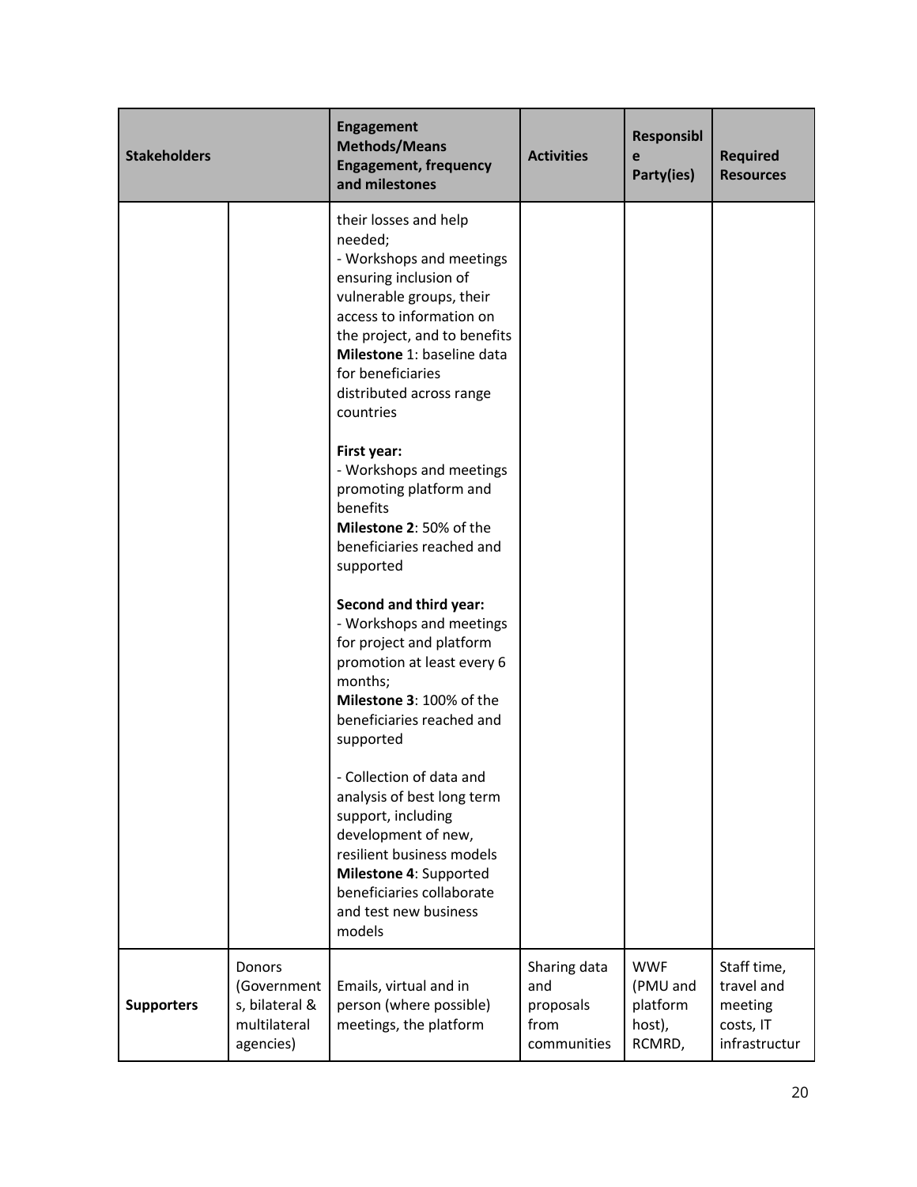| Stakeholders | | Engagement Methods/Means Engagement, frequency and milestones | Activities | Responsible Party(ies) | Required Resources |
|---|---|---|---|---|---|
| | | their losses and help needed;<br>- Workshops and meetings ensuring inclusion of vulnerable groups, their access to information on the project, and to benefits<br>**Milestone** 1: baseline data for beneficiaries distributed across range countries<br><br>**First year:**<br>- Workshops and meetings promoting platform and benefits<br>**Milestone 2**: 50% of the beneficiaries reached and supported<br><br>**Second and third year:**<br>- Workshops and meetings for project and platform promotion at least every 6 months;<br>**Milestone 3**: 100% of the beneficiaries reached and supported<br><br>- Collection of data and analysis of best long term support, including development of new, resilient business models<br>**Milestone 4**: Supported beneficiaries collaborate and test new business models | | | |
| **Supporters** | Donors (Governments, bilateral & multilateral agencies) | Emails, virtual and in person (where possible) meetings, the platform | Sharing data and proposals from communities | WWF (PMU and platform host), RCMRD, | Staff time, travel and meeting costs, IT infrastructur |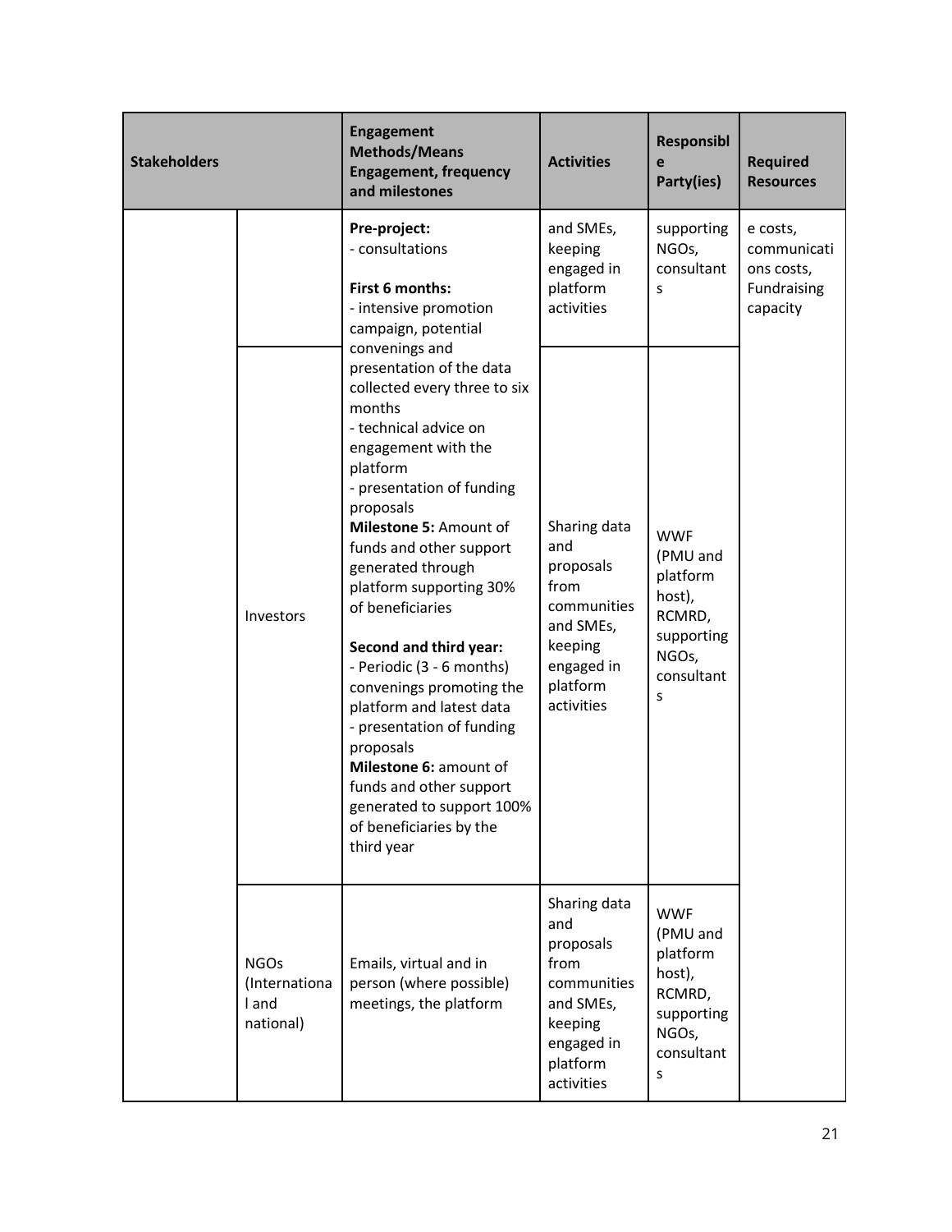| Stakeholders | | Engagement Methods/Means Engagement, frequency and milestones | Activities | Responsible Party(ies) | Required Resources |
|---|---|---|---|---|---|
| | | **Pre-project:**<br>- consultations<br><br>**First 6 months:**<br>- intensive promotion campaign, potential convenings and presentation of the data collected every three to six months<br>- technical advice on engagement with the platform<br>- presentation of funding proposals<br>**Milestone 5:** Amount of funds and other support generated through platform supporting 30% of beneficiaries<br><br>**Second and third year:**<br>- Periodic (3 - 6 months) convenings promoting the platform and latest data<br>- presentation of funding proposals<br>**Milestone 6:** amount of funds and other support generated to support 100% of beneficiaries by the third year | and SMEs, keeping engaged in platform activities | supporting NGOs, consultants | e costs, communications costs, Fundraising capacity |
| | Investors | | Sharing data and proposals from communities and SMEs, keeping engaged in platform activities | WWF (PMU and platform host), RCMRD, supporting NGOs, consultants | |
| | NGOs (International and national) | Emails, virtual and in person (where possible) meetings, the platform | Sharing data and proposals from communities and SMEs, keeping engaged in platform activities | WWF (PMU and platform host), RCMRD, supporting NGOs, consultants | |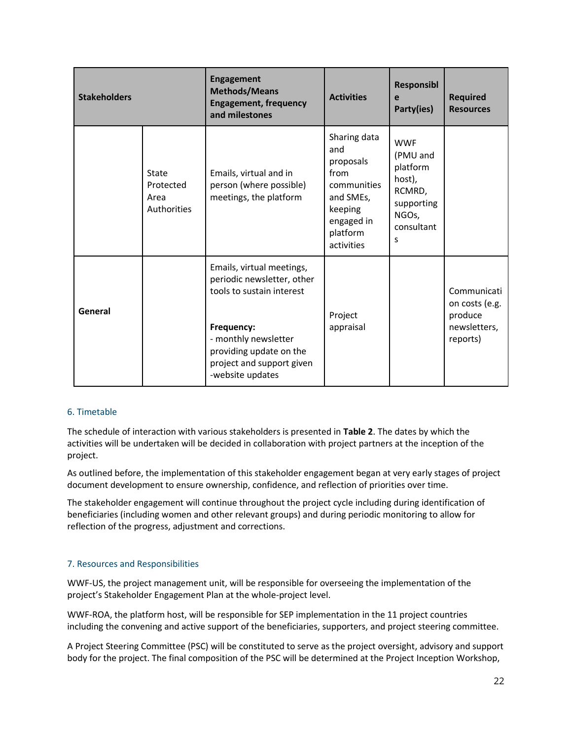| Stakeholders | | Engagement Methods/Means Engagement, frequency and milestones | Activities | Responsible Party(ies) | Required Resources |
|---|---|---|---|---|---|
| | State Protected Area Authorities | Emails, virtual and in person (where possible) meetings, the platform | Sharing data and proposals from communities and SMEs, keeping engaged in platform activities | WWF (PMU and platform host), RCMRD, supporting NGOs, consultants | |
| General | | Emails, virtual meetings, periodic newsletter, other tools to sustain interest<br><br>**Frequency:**<br>- monthly newsletter providing update on the project and support given<br>-website updates | Project appraisal | | Communication costs (e.g. produce newsletters, reports) |

## 6. Timetable

The schedule of interaction with various stakeholders is presented in **Table 2**. The dates by which the activities will be undertaken will be decided in collaboration with project partners at the inception of the project.

As outlined before, the implementation of this stakeholder engagement began at very early stages of project document development to ensure ownership, confidence, and reflection of priorities over time.

The stakeholder engagement will continue throughout the project cycle including during identification of beneficiaries (including women and other relevant groups) and during periodic monitoring to allow for reflection of the progress, adjustment and corrections.

## 7. Resources and Responsibilities

WWF-US, the project management unit, will be responsible for overseeing the implementation of the project's Stakeholder Engagement Plan at the whole-project level.

WWF-ROA, the platform host, will be responsible for SEP implementation in the 11 project countries including the convening and active support of the beneficiaries, supporters, and project steering committee.

A Project Steering Committee (PSC) will be constituted to serve as the project oversight, advisory and support body for the project. The final composition of the PSC will be determined at the Project Inception Workshop,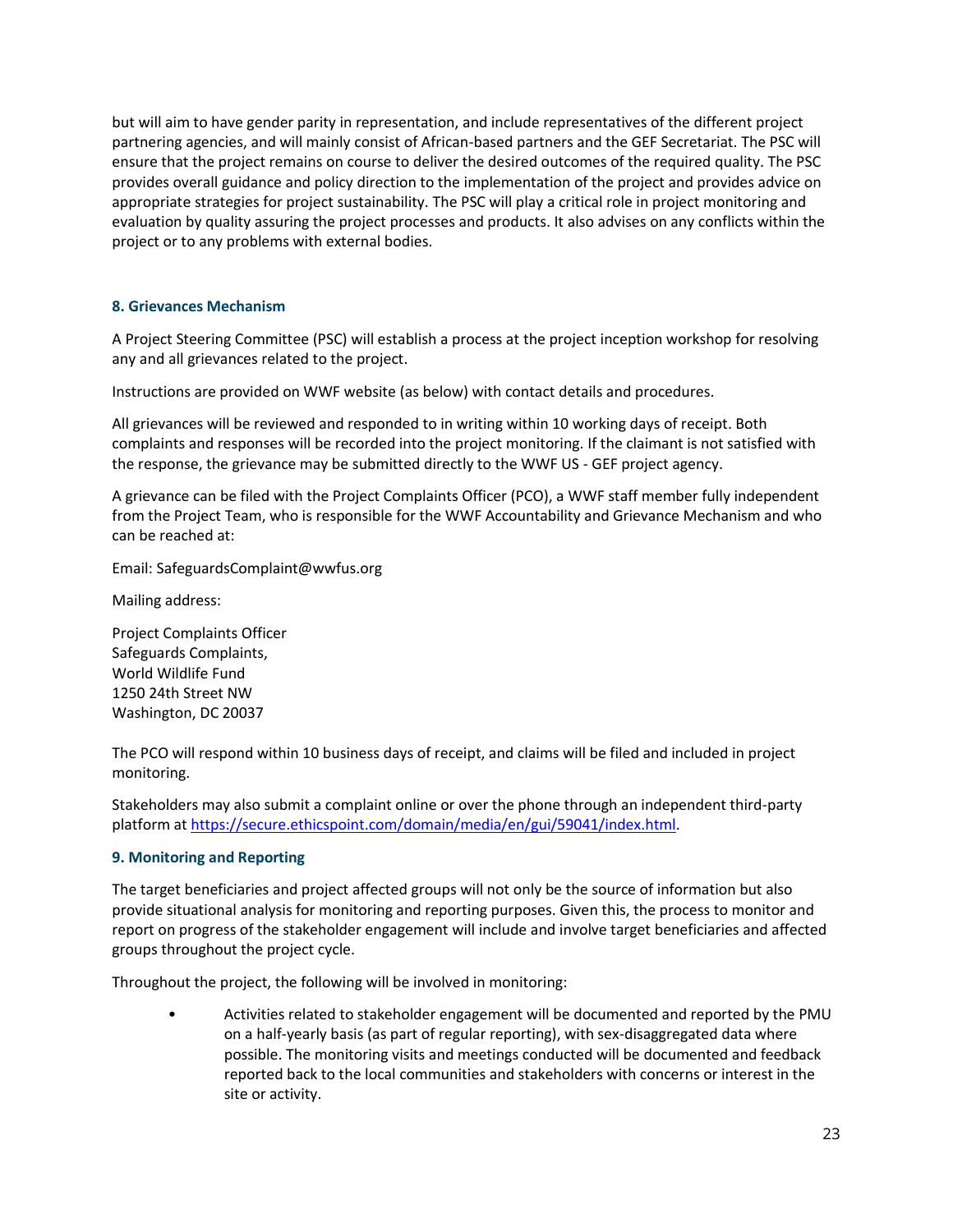but will aim to have gender parity in representation, and include representatives of the different project partnering agencies, and will mainly consist of African-based partners and the GEF Secretariat. The PSC will ensure that the project remains on course to deliver the desired outcomes of the required quality. The PSC provides overall guidance and policy direction to the implementation of the project and provides advice on appropriate strategies for project sustainability. The PSC will play a critical role in project monitoring and evaluation by quality assuring the project processes and products. It also advises on any conflicts within the project or to any problems with external bodies.

### 8. Grievances Mechanism

A Project Steering Committee (PSC) will establish a process at the project inception workshop for resolving any and all grievances related to the project.

Instructions are provided on WWF website (as below) with contact details and procedures.

All grievances will be reviewed and responded to in writing within 10 working days of receipt. Both complaints and responses will be recorded into the project monitoring. If the claimant is not satisfied with the response, the grievance may be submitted directly to the WWF US - GEF project agency.

A grievance can be filed with the Project Complaints Officer (PCO), a WWF staff member fully independent from the Project Team, who is responsible for the WWF Accountability and Grievance Mechanism and who can be reached at:

Email: SafeguardsComplaint@wwfus.org

Mailing address:

Project Complaints Officer
Safeguards Complaints,
World Wildlife Fund
1250 24th Street NW
Washington, DC 20037

The PCO will respond within 10 business days of receipt, and claims will be filed and included in project monitoring.

Stakeholders may also submit a complaint online or over the phone through an independent third-party platform at https://secure.ethicspoint.com/domain/media/en/gui/59041/index.html.

### 9. Monitoring and Reporting

The target beneficiaries and project affected groups will not only be the source of information but also provide situational analysis for monitoring and reporting purposes. Given this, the process to monitor and report on progress of the stakeholder engagement will include and involve target beneficiaries and affected groups throughout the project cycle.

Throughout the project, the following will be involved in monitoring:

- Activities related to stakeholder engagement will be documented and reported by the PMU on a half-yearly basis (as part of regular reporting), with sex-disaggregated data where possible. The monitoring visits and meetings conducted will be documented and feedback reported back to the local communities and stakeholders with concerns or interest in the site or activity.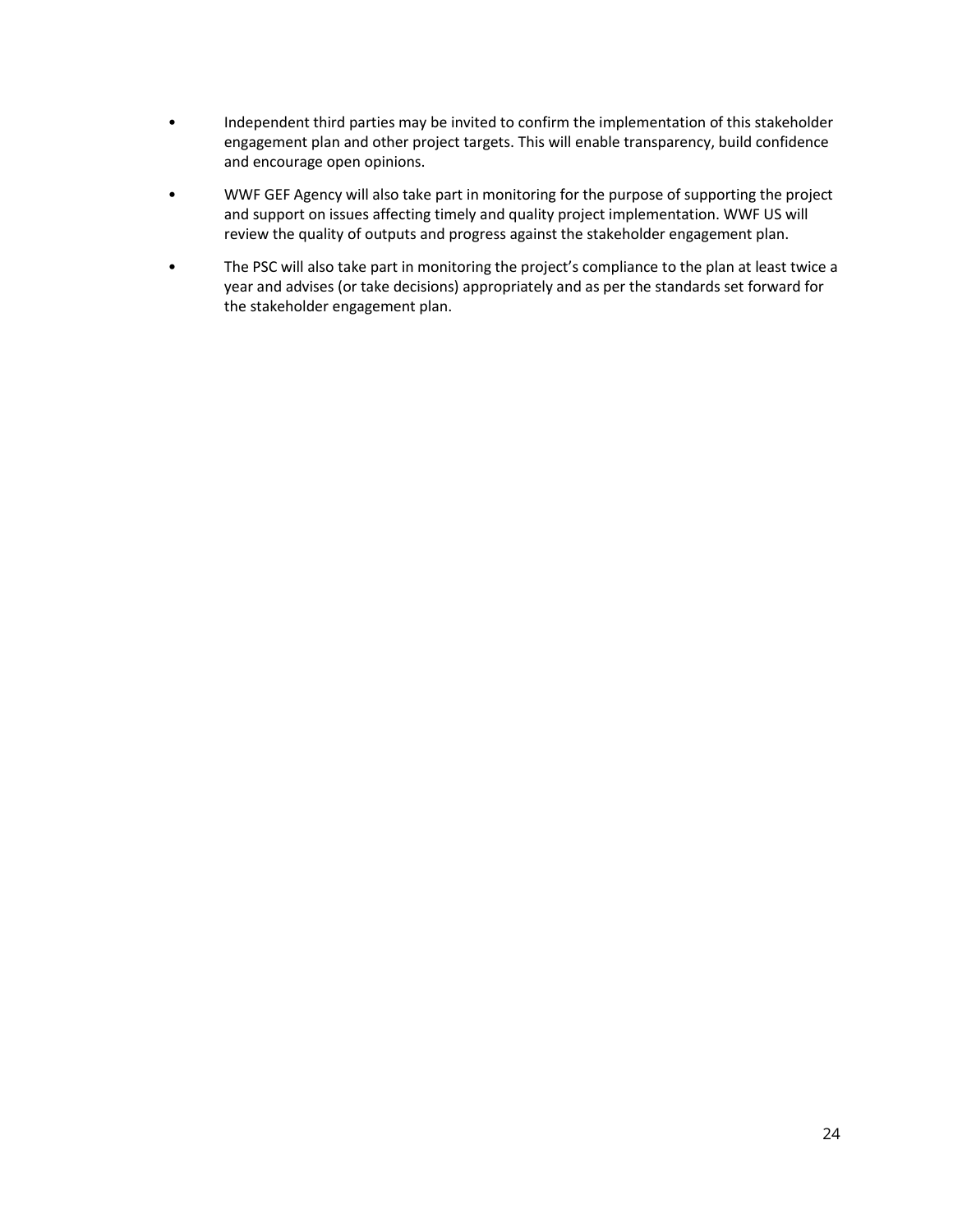- Independent third parties may be invited to confirm the implementation of this stakeholder engagement plan and other project targets. This will enable transparency, build confidence and encourage open opinions.

- WWF GEF Agency will also take part in monitoring for the purpose of supporting the project and support on issues affecting timely and quality project implementation. WWF US will review the quality of outputs and progress against the stakeholder engagement plan.

- The PSC will also take part in monitoring the project's compliance to the plan at least twice a year and advises (or take decisions) appropriately and as per the standards set forward for the stakeholder engagement plan.